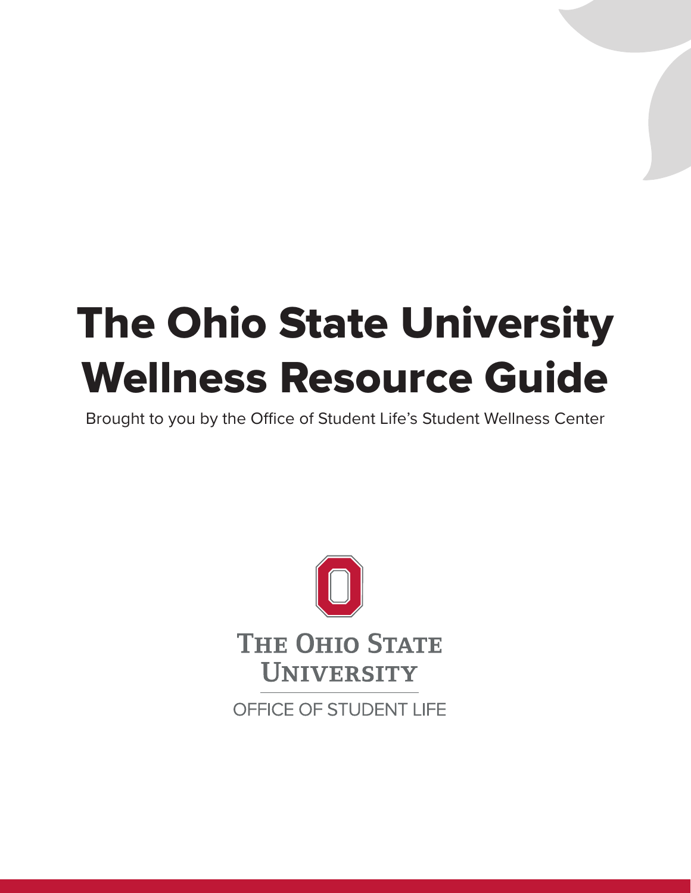# The Ohio State University Wellness Resource Guide

Brought to you by the Office of Student Life's Student Wellness Center

The Ohio State University

OFFICE OF STUDENT LIFE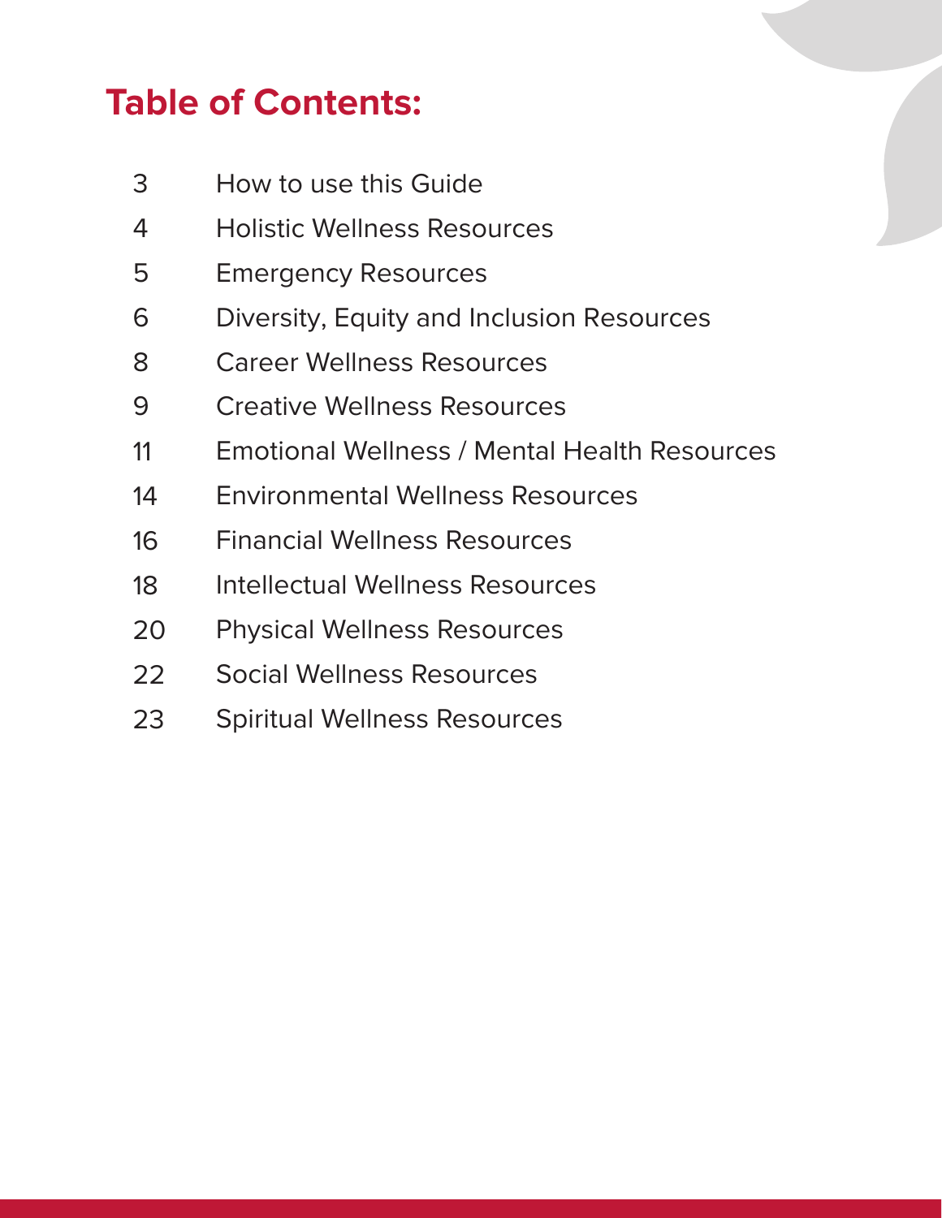## Table of Contents:

| | |
|---|---|
| 3 | How to use this Guide |
| 4 | Holistic Wellness Resources |
| 5 | Emergency Resources |
| 6 | Diversity, Equity and Inclusion Resources |
| 8 | Career Wellness Resources |
| 9 | Creative Wellness Resources |
| 11 | Emotional Wellness / Mental Health Resources |
| 14 | Environmental Wellness Resources |
| 16 | Financial Wellness Resources |
| 18 | Intellectual Wellness Resources |
| 20 | Physical Wellness Resources |
| 22 | Social Wellness Resources |
| 23 | Spiritual Wellness Resources |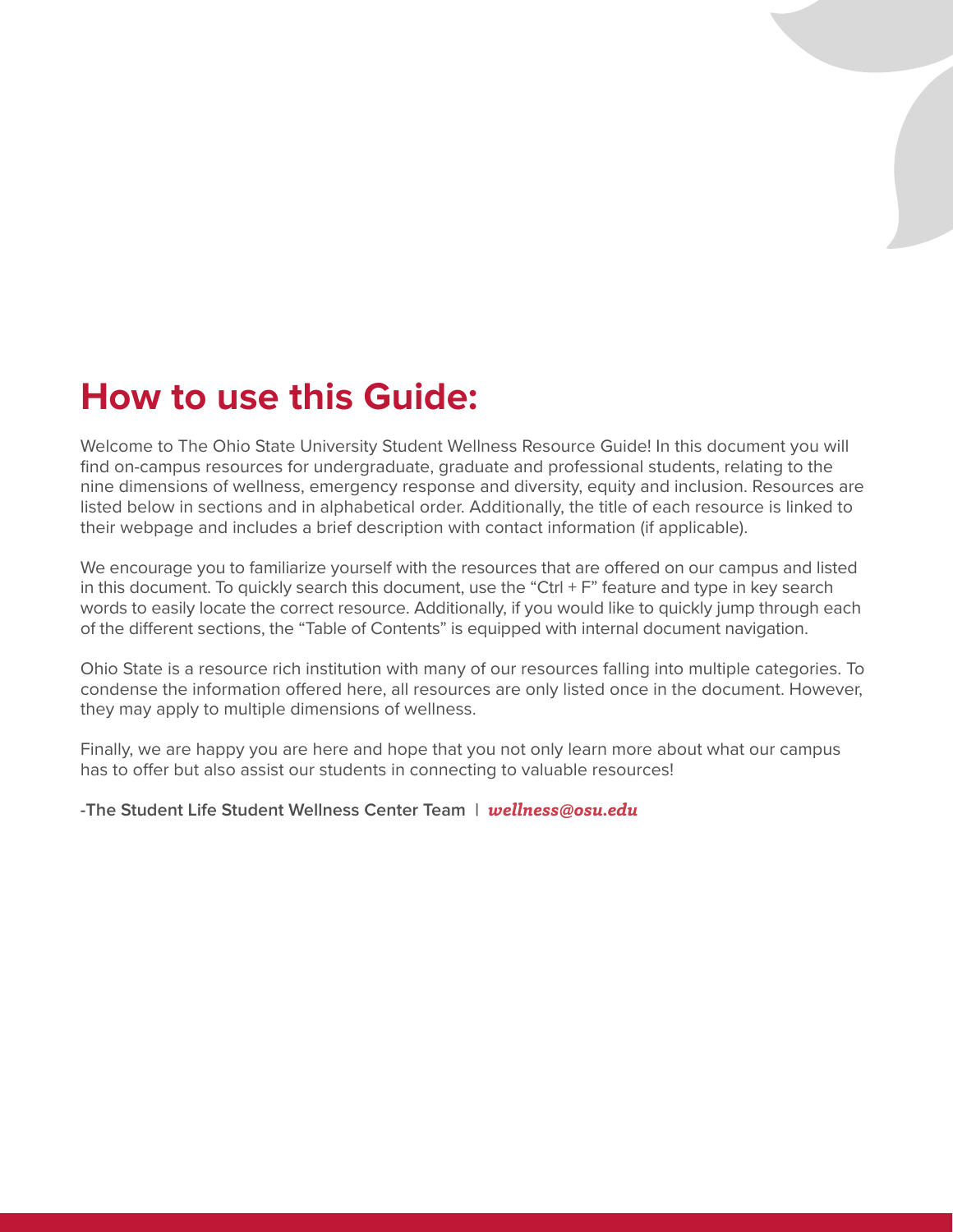## How to use this Guide:

Welcome to The Ohio State University Student Wellness Resource Guide! In this document you will find on-campus resources for undergraduate, graduate and professional students, relating to the nine dimensions of wellness, emergency response and diversity, equity and inclusion. Resources are listed below in sections and in alphabetical order. Additionally, the title of each resource is linked to their webpage and includes a brief description with contact information (if applicable).

We encourage you to familiarize yourself with the resources that are offered on our campus and listed in this document. To quickly search this document, use the "Ctrl + F" feature and type in key search words to easily locate the correct resource. Additionally, if you would like to quickly jump through each of the different sections, the "Table of Contents" is equipped with internal document navigation.

Ohio State is a resource rich institution with many of our resources falling into multiple categories. To condense the information offered here, all resources are only listed once in the document. However, they may apply to multiple dimensions of wellness.

Finally, we are happy you are here and hope that you not only learn more about what our campus has to offer but also assist our students in connecting to valuable resources!

**-The Student Life Student Wellness Center Team** | ***wellness@osu.edu***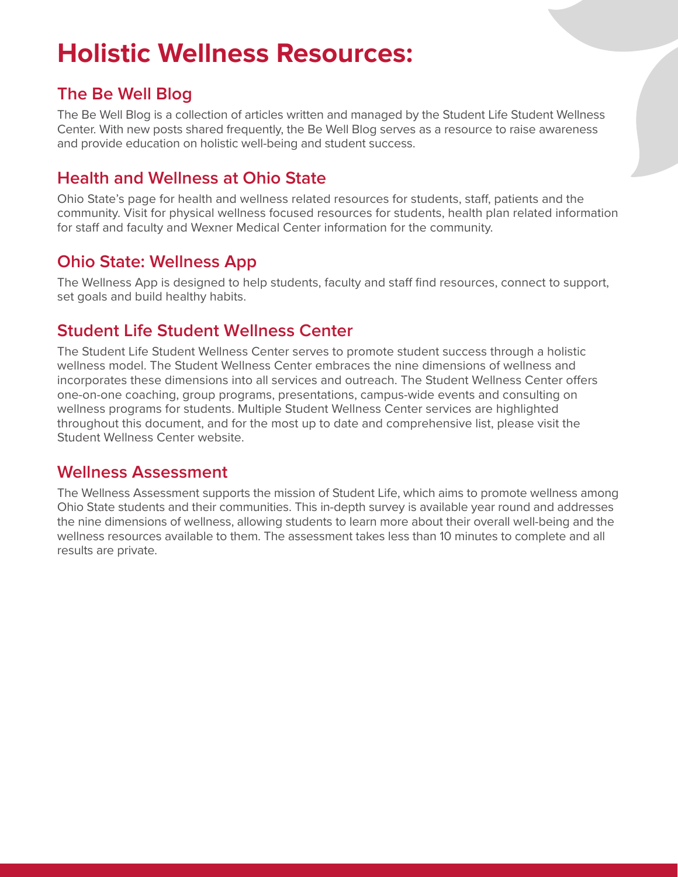# Holistic Wellness Resources:

## The Be Well Blog

The Be Well Blog is a collection of articles written and managed by the Student Life Student Wellness Center. With new posts shared frequently, the Be Well Blog serves as a resource to raise awareness and provide education on holistic well-being and student success.

## Health and Wellness at Ohio State

Ohio State's page for health and wellness related resources for students, staff, patients and the community. Visit for physical wellness focused resources for students, health plan related information for staff and faculty and Wexner Medical Center information for the community.

## Ohio State: Wellness App

The Wellness App is designed to help students, faculty and staff find resources, connect to support, set goals and build healthy habits.

## Student Life Student Wellness Center

The Student Life Student Wellness Center serves to promote student success through a holistic wellness model. The Student Wellness Center embraces the nine dimensions of wellness and incorporates these dimensions into all services and outreach. The Student Wellness Center offers one-on-one coaching, group programs, presentations, campus-wide events and consulting on wellness programs for students. Multiple Student Wellness Center services are highlighted throughout this document, and for the most up to date and comprehensive list, please visit the Student Wellness Center website.

## Wellness Assessment

The Wellness Assessment supports the mission of Student Life, which aims to promote wellness among Ohio State students and their communities. This in-depth survey is available year round and addresses the nine dimensions of wellness, allowing students to learn more about their overall well-being and the wellness resources available to them. The assessment takes less than 10 minutes to complete and all results are private.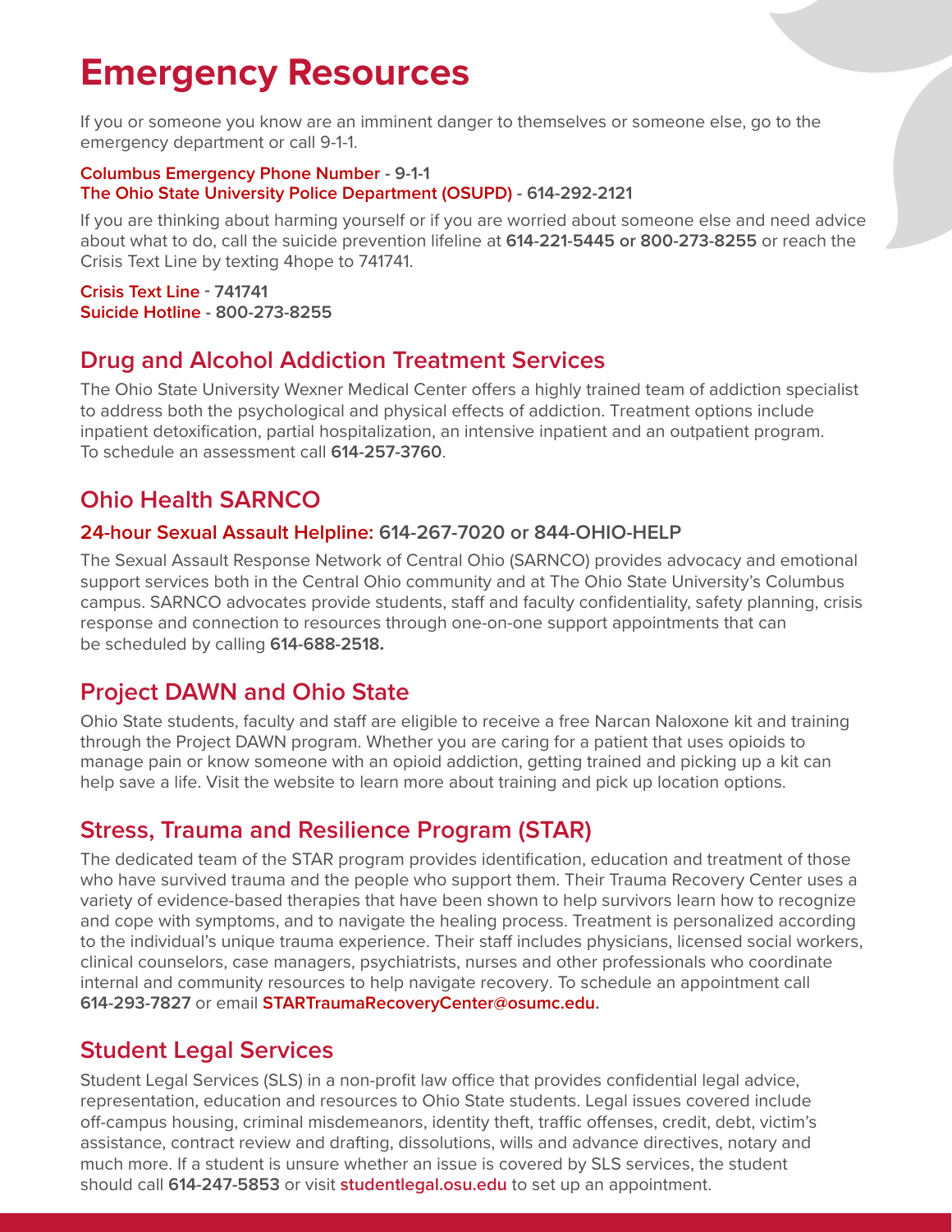# Emergency Resources

If you or someone you know are an imminent danger to themselves or someone else, go to the emergency department or call 9-1-1.

**Columbus Emergency Phone Number - 9-1-1**
**The Ohio State University Police Department (OSUPD) - 614-292-2121**

If you are thinking about harming yourself or if you are worried about someone else and need advice about what to do, call the suicide prevention lifeline at **614-221-5445 or 800-273-8255** or reach the Crisis Text Line by texting 4hope to 741741.

**Crisis Text Line - 741741**
**Suicide Hotline - 800-273-8255**

## Drug and Alcohol Addiction Treatment Services

The Ohio State University Wexner Medical Center offers a highly trained team of addiction specialist to address both the psychological and physical effects of addiction. Treatment options include inpatient detoxification, partial hospitalization, an intensive inpatient and an outpatient program. To schedule an assessment call **614-257-3760**.

## Ohio Health SARNCO

### 24-hour Sexual Assault Helpline: 614-267-7020 or 844-OHIO-HELP

The Sexual Assault Response Network of Central Ohio (SARNCO) provides advocacy and emotional support services both in the Central Ohio community and at The Ohio State University's Columbus campus. SARNCO advocates provide students, staff and faculty confidentiality, safety planning, crisis response and connection to resources through one-on-one support appointments that can be scheduled by calling **614-688-2518.**

## Project DAWN and Ohio State

Ohio State students, faculty and staff are eligible to receive a free Narcan Naloxone kit and training through the Project DAWN program. Whether you are caring for a patient that uses opioids to manage pain or know someone with an opioid addiction, getting trained and picking up a kit can help save a life. Visit the website to learn more about training and pick up location options.

## Stress, Trauma and Resilience Program (STAR)

The dedicated team of the STAR program provides identification, education and treatment of those who have survived trauma and the people who support them. Their Trauma Recovery Center uses a variety of evidence-based therapies that have been shown to help survivors learn how to recognize and cope with symptoms, and to navigate the healing process. Treatment is personalized according to the individual's unique trauma experience. Their staff includes physicians, licensed social workers, clinical counselors, case managers, psychiatrists, nurses and other professionals who coordinate internal and community resources to help navigate recovery. To schedule an appointment call **614-293-7827** or email **STARTraumaRecoveryCenter@osumc.edu**.

## Student Legal Services

Student Legal Services (SLS) in a non-profit law office that provides confidential legal advice, representation, education and resources to Ohio State students. Legal issues covered include off-campus housing, criminal misdemeanors, identity theft, traffic offenses, credit, debt, victim's assistance, contract review and drafting, dissolutions, wills and advance directives, notary and much more. If a student is unsure whether an issue is covered by SLS services, the student should call **614-247-5853** or visit **studentlegal.osu.edu** to set up an appointment.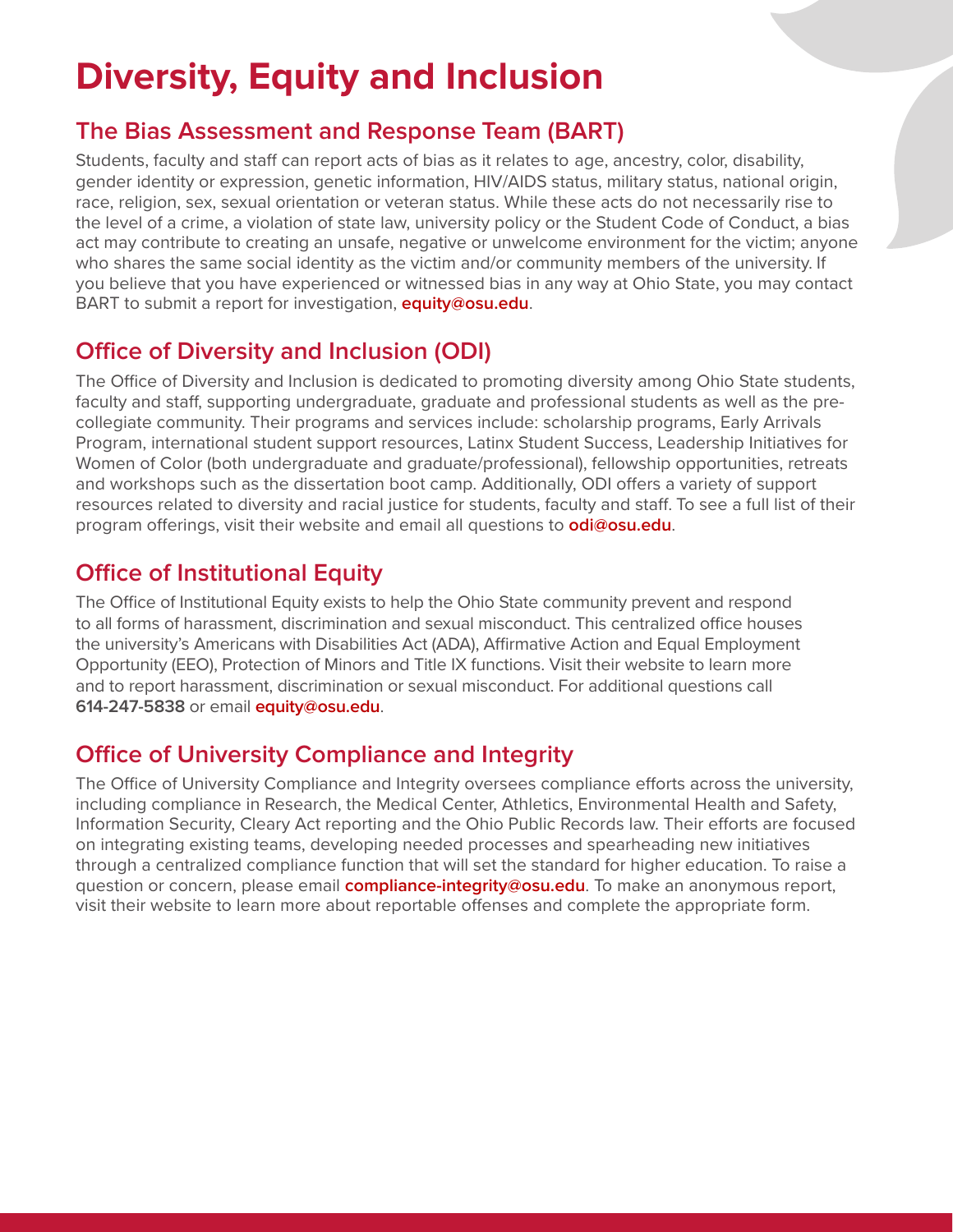# Diversity, Equity and Inclusion

## The Bias Assessment and Response Team (BART)

Students, faculty and staff can report acts of bias as it relates to age, ancestry, color, disability, gender identity or expression, genetic information, HIV/AIDS status, military status, national origin, race, religion, sex, sexual orientation or veteran status. While these acts do not necessarily rise to the level of a crime, a violation of state law, university policy or the Student Code of Conduct, a bias act may contribute to creating an unsafe, negative or unwelcome environment for the victim; anyone who shares the same social identity as the victim and/or community members of the university. If you believe that you have experienced or witnessed bias in any way at Ohio State, you may contact BART to submit a report for investigation, **equity@osu.edu**.

## Office of Diversity and Inclusion (ODI)

The Office of Diversity and Inclusion is dedicated to promoting diversity among Ohio State students, faculty and staff, supporting undergraduate, graduate and professional students as well as the pre-collegiate community. Their programs and services include: scholarship programs, Early Arrivals Program, international student support resources, Latinx Student Success, Leadership Initiatives for Women of Color (both undergraduate and graduate/professional), fellowship opportunities, retreats and workshops such as the dissertation boot camp. Additionally, ODI offers a variety of support resources related to diversity and racial justice for students, faculty and staff. To see a full list of their program offerings, visit their website and email all questions to **odi@osu.edu**.

## Office of Institutional Equity

The Office of Institutional Equity exists to help the Ohio State community prevent and respond to all forms of harassment, discrimination and sexual misconduct. This centralized office houses the university's Americans with Disabilities Act (ADA), Affirmative Action and Equal Employment Opportunity (EEO), Protection of Minors and Title IX functions. Visit their website to learn more and to report harassment, discrimination or sexual misconduct. For additional questions call **614-247-5838** or email **equity@osu.edu**.

## Office of University Compliance and Integrity

The Office of University Compliance and Integrity oversees compliance efforts across the university, including compliance in Research, the Medical Center, Athletics, Environmental Health and Safety, Information Security, Cleary Act reporting and the Ohio Public Records law. Their efforts are focused on integrating existing teams, developing needed processes and spearheading new initiatives through a centralized compliance function that will set the standard for higher education. To raise a question or concern, please email **compliance-integrity@osu.edu**. To make an anonymous report, visit their website to learn more about reportable offenses and complete the appropriate form.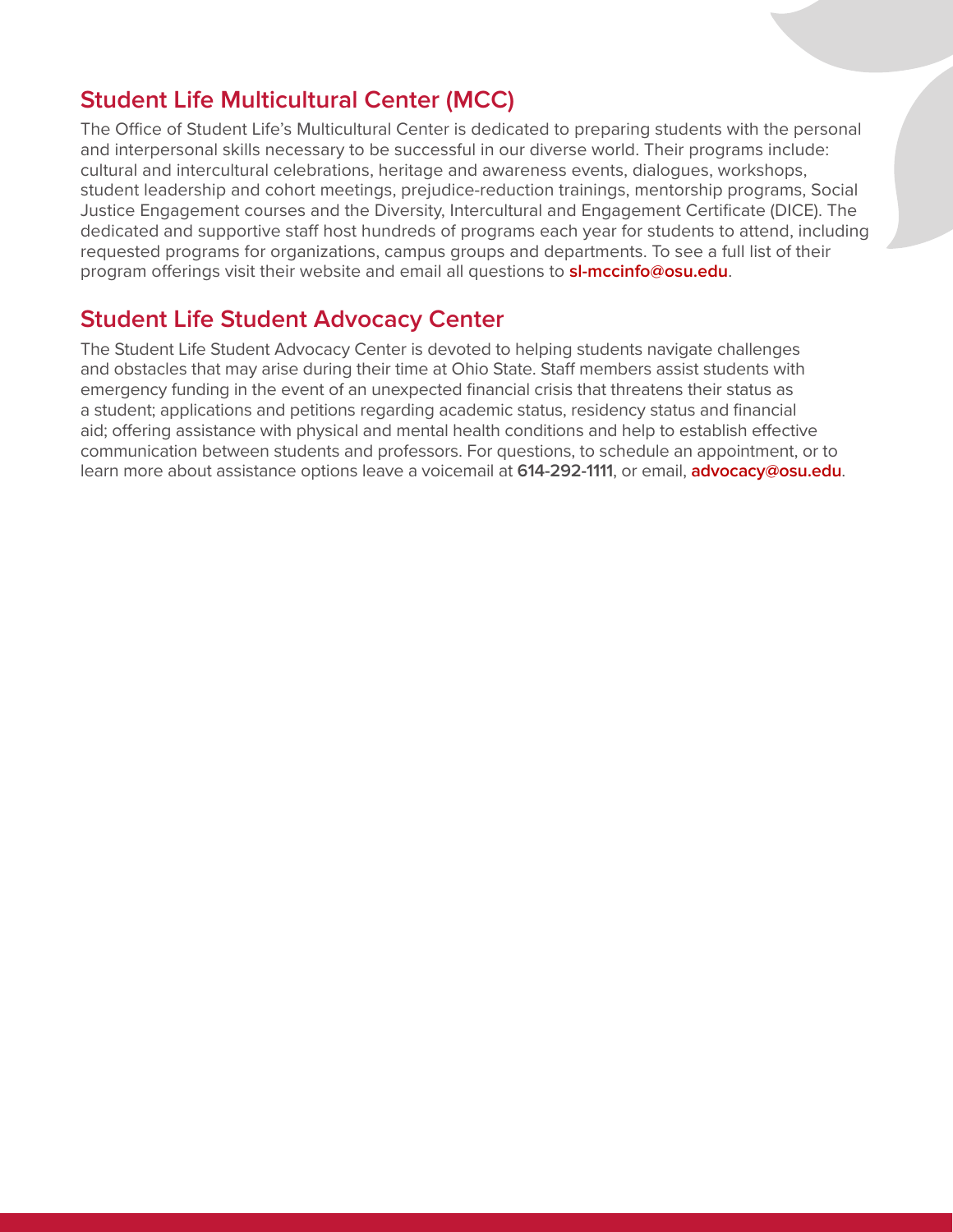## Student Life Multicultural Center (MCC)

The Office of Student Life's Multicultural Center is dedicated to preparing students with the personal and interpersonal skills necessary to be successful in our diverse world. Their programs include: cultural and intercultural celebrations, heritage and awareness events, dialogues, workshops, student leadership and cohort meetings, prejudice-reduction trainings, mentorship programs, Social Justice Engagement courses and the Diversity, Intercultural and Engagement Certificate (DICE). The dedicated and supportive staff host hundreds of programs each year for students to attend, including requested programs for organizations, campus groups and departments. To see a full list of their program offerings visit their website and email all questions to **sl-mccinfo@osu.edu**.

## Student Life Student Advocacy Center

The Student Life Student Advocacy Center is devoted to helping students navigate challenges and obstacles that may arise during their time at Ohio State. Staff members assist students with emergency funding in the event of an unexpected financial crisis that threatens their status as a student; applications and petitions regarding academic status, residency status and financial aid; offering assistance with physical and mental health conditions and help to establish effective communication between students and professors. For questions, to schedule an appointment, or to learn more about assistance options leave a voicemail at **614-292-1111**, or email, **advocacy@osu.edu**.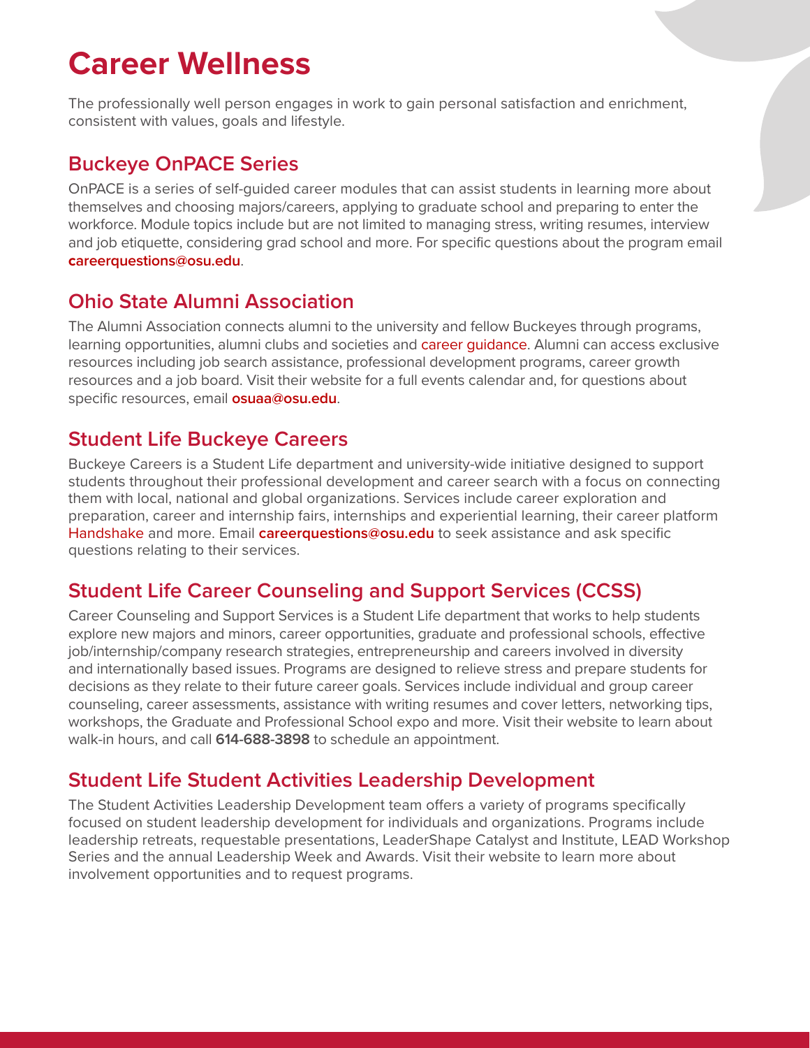# Career Wellness

The professionally well person engages in work to gain personal satisfaction and enrichment, consistent with values, goals and lifestyle.

## Buckeye OnPACE Series

OnPACE is a series of self-guided career modules that can assist students in learning more about themselves and choosing majors/careers, applying to graduate school and preparing to enter the workforce. Module topics include but are not limited to managing stress, writing resumes, interview and job etiquette, considering grad school and more. For specific questions about the program email **careerquestions@osu.edu**.

## Ohio State Alumni Association

The Alumni Association connects alumni to the university and fellow Buckeyes through programs, learning opportunities, alumni clubs and societies and career guidance. Alumni can access exclusive resources including job search assistance, professional development programs, career growth resources and a job board. Visit their website for a full events calendar and, for questions about specific resources, email **osuaa@osu.edu**.

## Student Life Buckeye Careers

Buckeye Careers is a Student Life department and university-wide initiative designed to support students throughout their professional development and career search with a focus on connecting them with local, national and global organizations. Services include career exploration and preparation, career and internship fairs, internships and experiential learning, their career platform Handshake and more. Email **careerquestions@osu.edu** to seek assistance and ask specific questions relating to their services.

## Student Life Career Counseling and Support Services (CCSS)

Career Counseling and Support Services is a Student Life department that works to help students explore new majors and minors, career opportunities, graduate and professional schools, effective job/internship/company research strategies, entrepreneurship and careers involved in diversity and internationally based issues. Programs are designed to relieve stress and prepare students for decisions as they relate to their future career goals. Services include individual and group career counseling, career assessments, assistance with writing resumes and cover letters, networking tips, workshops, the Graduate and Professional School expo and more. Visit their website to learn about walk-in hours, and call **614-688-3898** to schedule an appointment.

## Student Life Student Activities Leadership Development

The Student Activities Leadership Development team offers a variety of programs specifically focused on student leadership development for individuals and organizations. Programs include leadership retreats, requestable presentations, LeaderShape Catalyst and Institute, LEAD Workshop Series and the annual Leadership Week and Awards. Visit their website to learn more about involvement opportunities and to request programs.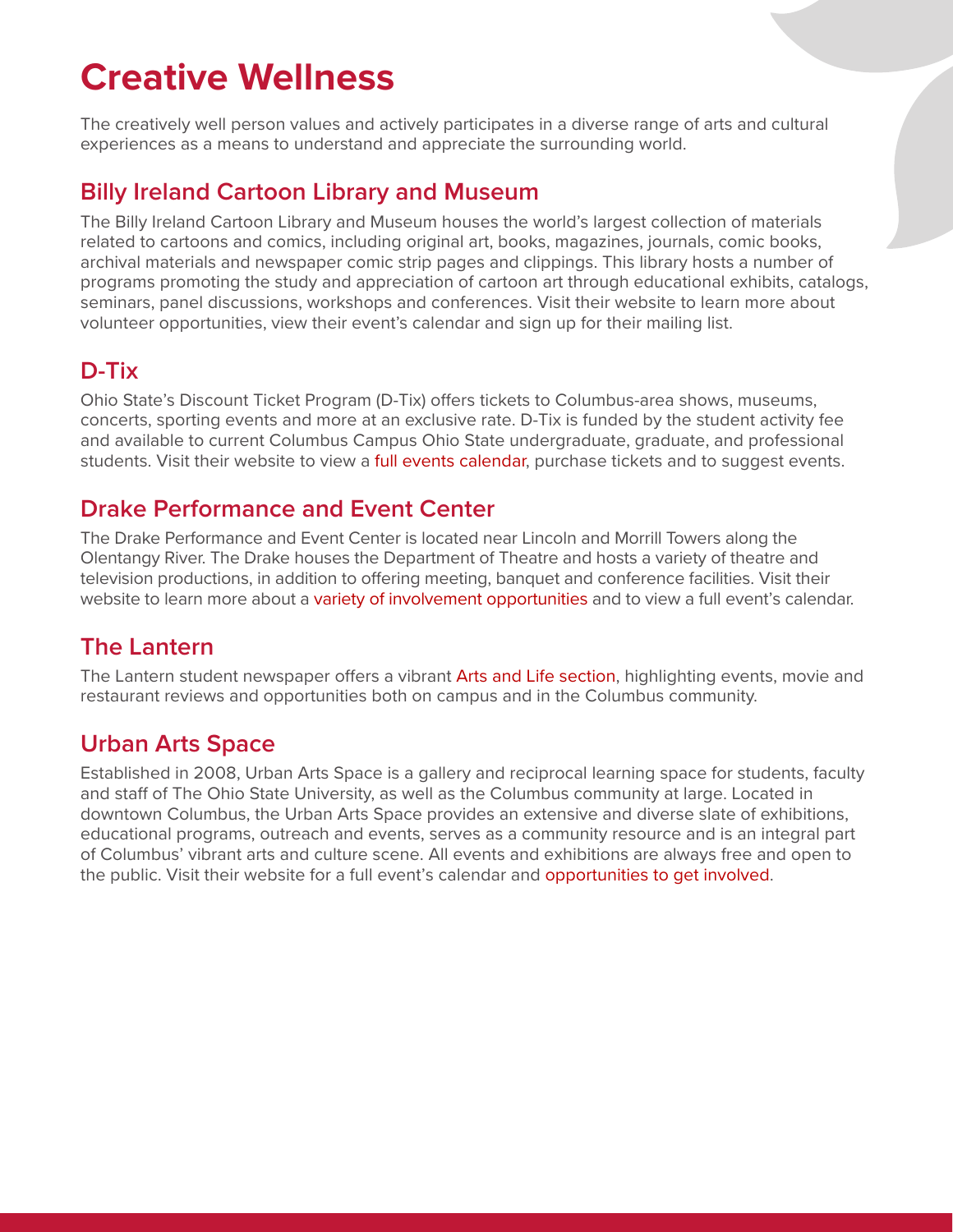# Creative Wellness

The creatively well person values and actively participates in a diverse range of arts and cultural experiences as a means to understand and appreciate the surrounding world.

## Billy Ireland Cartoon Library and Museum

The Billy Ireland Cartoon Library and Museum houses the world's largest collection of materials related to cartoons and comics, including original art, books, magazines, journals, comic books, archival materials and newspaper comic strip pages and clippings. This library hosts a number of programs promoting the study and appreciation of cartoon art through educational exhibits, catalogs, seminars, panel discussions, workshops and conferences. Visit their website to learn more about volunteer opportunities, view their event's calendar and sign up for their mailing list.

## D-Tix

Ohio State's Discount Ticket Program (D-Tix) offers tickets to Columbus-area shows, museums, concerts, sporting events and more at an exclusive rate. D-Tix is funded by the student activity fee and available to current Columbus Campus Ohio State undergraduate, graduate, and professional students. Visit their website to view a full events calendar, purchase tickets and to suggest events.

## Drake Performance and Event Center

The Drake Performance and Event Center is located near Lincoln and Morrill Towers along the Olentangy River. The Drake houses the Department of Theatre and hosts a variety of theatre and television productions, in addition to offering meeting, banquet and conference facilities. Visit their website to learn more about a variety of involvement opportunities and to view a full event's calendar.

## The Lantern

The Lantern student newspaper offers a vibrant Arts and Life section, highlighting events, movie and restaurant reviews and opportunities both on campus and in the Columbus community.

## Urban Arts Space

Established in 2008, Urban Arts Space is a gallery and reciprocal learning space for students, faculty and staff of The Ohio State University, as well as the Columbus community at large. Located in downtown Columbus, the Urban Arts Space provides an extensive and diverse slate of exhibitions, educational programs, outreach and events, serves as a community resource and is an integral part of Columbus' vibrant arts and culture scene. All events and exhibitions are always free and open to the public. Visit their website for a full event's calendar and opportunities to get involved.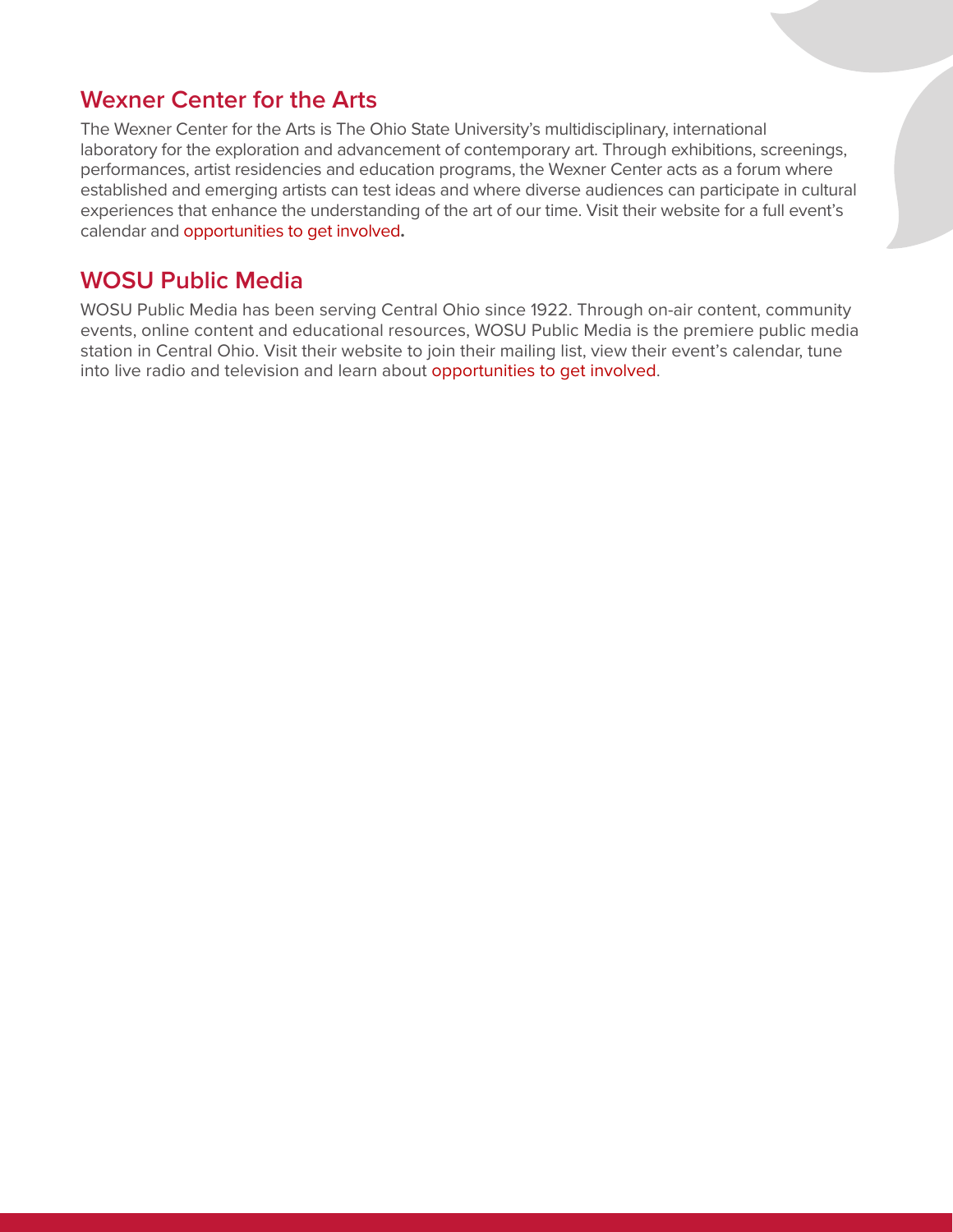## Wexner Center for the Arts

The Wexner Center for the Arts is The Ohio State University's multidisciplinary, international laboratory for the exploration and advancement of contemporary art. Through exhibitions, screenings, performances, artist residencies and education programs, the Wexner Center acts as a forum where established and emerging artists can test ideas and where diverse audiences can participate in cultural experiences that enhance the understanding of the art of our time. Visit their website for a full event's calendar and opportunities to get involved**.**

## WOSU Public Media

WOSU Public Media has been serving Central Ohio since 1922. Through on-air content, community events, online content and educational resources, WOSU Public Media is the premiere public media station in Central Ohio. Visit their website to join their mailing list, view their event's calendar, tune into live radio and television and learn about opportunities to get involved.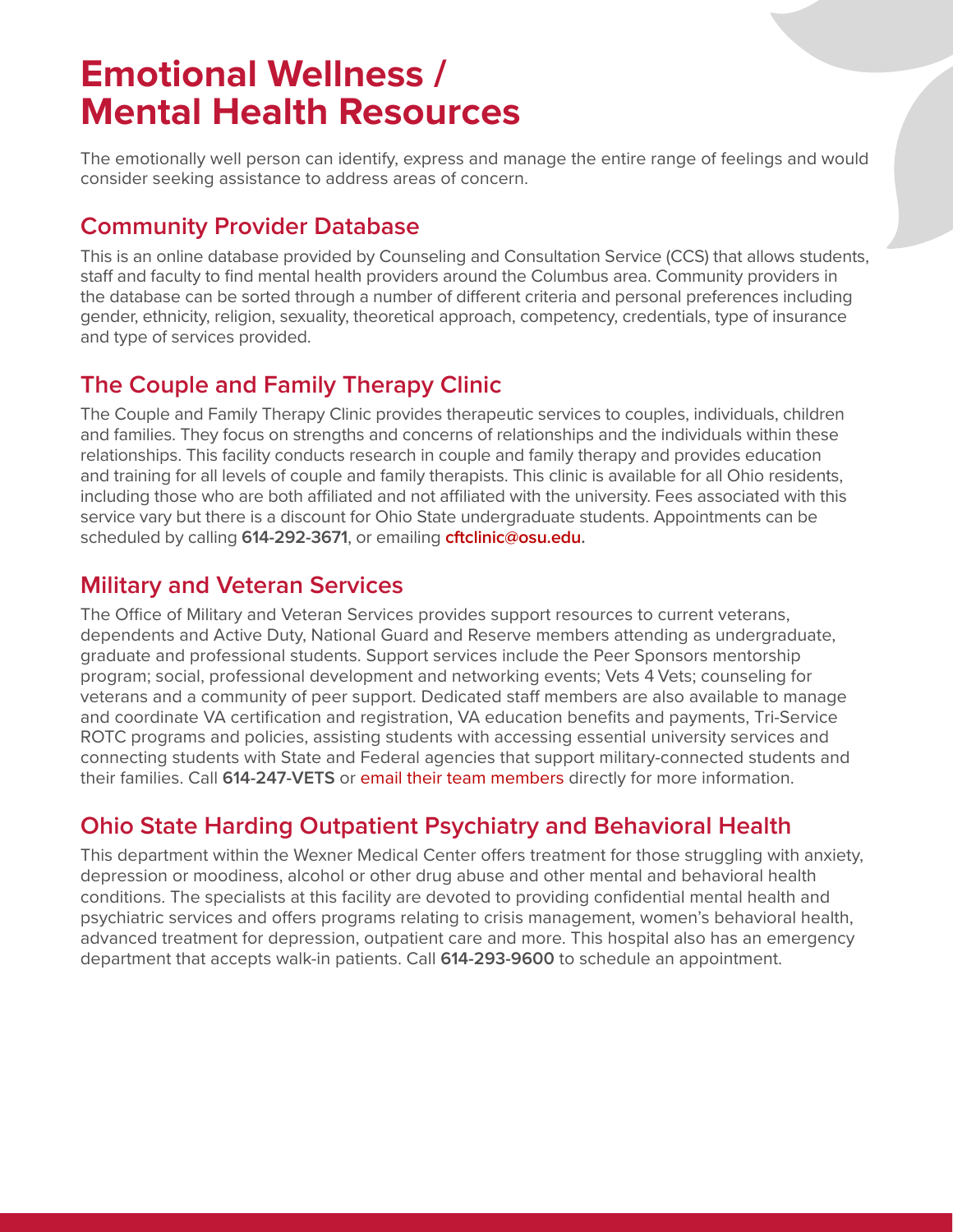# Emotional Wellness / Mental Health Resources

The emotionally well person can identify, express and manage the entire range of feelings and would consider seeking assistance to address areas of concern.

## Community Provider Database

This is an online database provided by Counseling and Consultation Service (CCS) that allows students, staff and faculty to find mental health providers around the Columbus area. Community providers in the database can be sorted through a number of different criteria and personal preferences including gender, ethnicity, religion, sexuality, theoretical approach, competency, credentials, type of insurance and type of services provided.

## The Couple and Family Therapy Clinic

The Couple and Family Therapy Clinic provides therapeutic services to couples, individuals, children and families. They focus on strengths and concerns of relationships and the individuals within these relationships. This facility conducts research in couple and family therapy and provides education and training for all levels of couple and family therapists. This clinic is available for all Ohio residents, including those who are both affiliated and not affiliated with the university. Fees associated with this service vary but there is a discount for Ohio State undergraduate students. Appointments can be scheduled by calling **614-292-3671**, or emailing **cftclinic@osu.edu**.

## Military and Veteran Services

The Office of Military and Veteran Services provides support resources to current veterans, dependents and Active Duty, National Guard and Reserve members attending as undergraduate, graduate and professional students. Support services include the Peer Sponsors mentorship program; social, professional development and networking events; Vets 4 Vets; counseling for veterans and a community of peer support. Dedicated staff members are also available to manage and coordinate VA certification and registration, VA education benefits and payments, Tri-Service ROTC programs and policies, assisting students with accessing essential university services and connecting students with State and Federal agencies that support military-connected students and their families. Call **614-247-VETS** or email their team members directly for more information.

## Ohio State Harding Outpatient Psychiatry and Behavioral Health

This department within the Wexner Medical Center offers treatment for those struggling with anxiety, depression or moodiness, alcohol or other drug abuse and other mental and behavioral health conditions. The specialists at this facility are devoted to providing confidential mental health and psychiatric services and offers programs relating to crisis management, women's behavioral health, advanced treatment for depression, outpatient care and more. This hospital also has an emergency department that accepts walk-in patients. Call **614-293-9600** to schedule an appointment.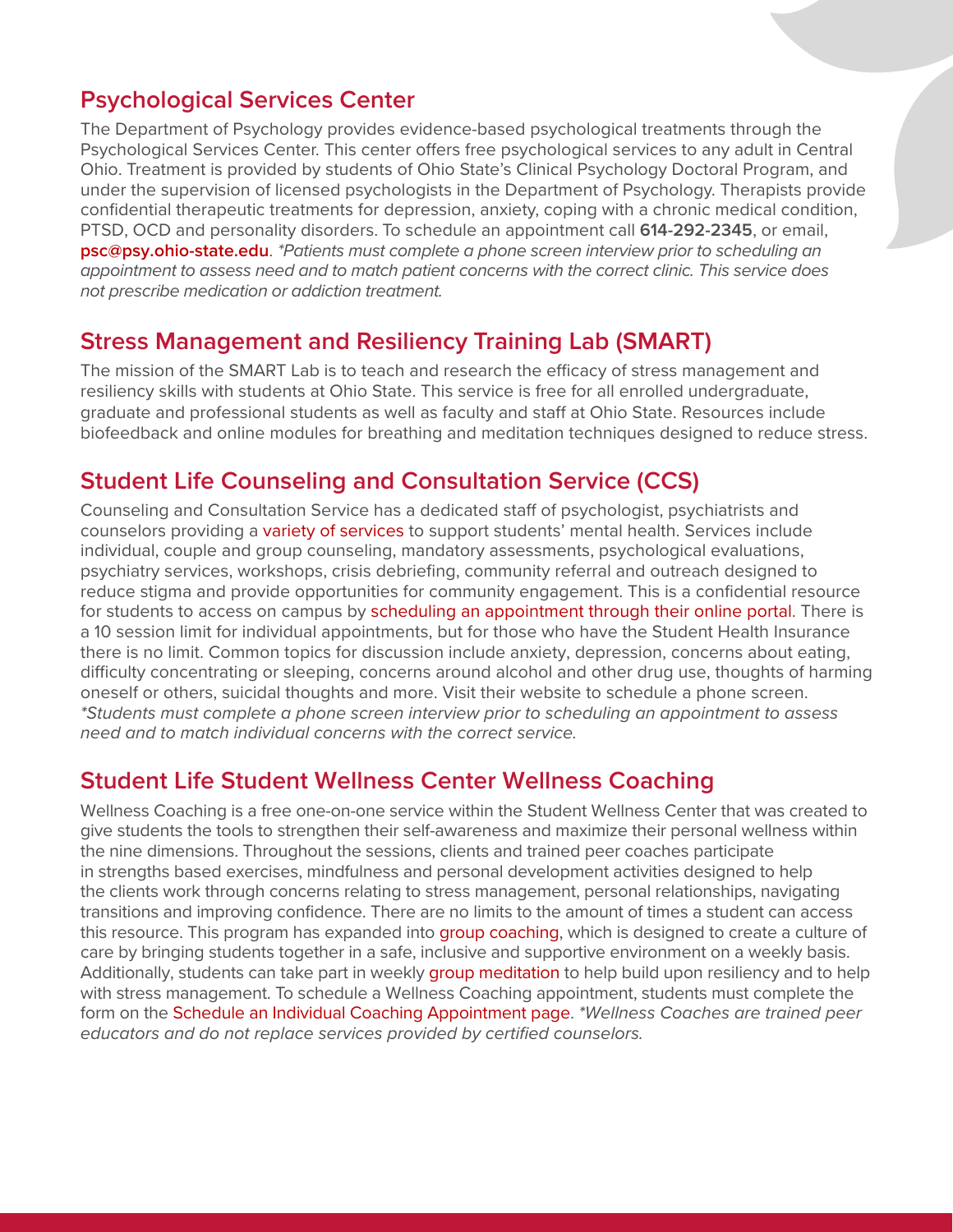## Psychological Services Center

The Department of Psychology provides evidence-based psychological treatments through the Psychological Services Center. This center offers free psychological services to any adult in Central Ohio. Treatment is provided by students of Ohio State's Clinical Psychology Doctoral Program, and under the supervision of licensed psychologists in the Department of Psychology. Therapists provide confidential therapeutic treatments for depression, anxiety, coping with a chronic medical condition, PTSD, OCD and personality disorders. To schedule an appointment call **614-292-2345**, or email, **psc@psy.ohio-state.edu**. *\*Patients must complete a phone screen interview prior to scheduling an appointment to assess need and to match patient concerns with the correct clinic. This service does not prescribe medication or addiction treatment.*

## Stress Management and Resiliency Training Lab (SMART)

The mission of the SMART Lab is to teach and research the efficacy of stress management and resiliency skills with students at Ohio State. This service is free for all enrolled undergraduate, graduate and professional students as well as faculty and staff at Ohio State. Resources include biofeedback and online modules for breathing and meditation techniques designed to reduce stress.

## Student Life Counseling and Consultation Service (CCS)

Counseling and Consultation Service has a dedicated staff of psychologist, psychiatrists and counselors providing a variety of services to support students' mental health. Services include individual, couple and group counseling, mandatory assessments, psychological evaluations, psychiatry services, workshops, crisis debriefing, community referral and outreach designed to reduce stigma and provide opportunities for community engagement. This is a confidential resource for students to access on campus by scheduling an appointment through their online portal. There is a 10 session limit for individual appointments, but for those who have the Student Health Insurance there is no limit. Common topics for discussion include anxiety, depression, concerns about eating, difficulty concentrating or sleeping, concerns around alcohol and other drug use, thoughts of harming oneself or others, suicidal thoughts and more. Visit their website to schedule a phone screen. *\*Students must complete a phone screen interview prior to scheduling an appointment to assess need and to match individual concerns with the correct service.*

## Student Life Student Wellness Center Wellness Coaching

Wellness Coaching is a free one-on-one service within the Student Wellness Center that was created to give students the tools to strengthen their self-awareness and maximize their personal wellness within the nine dimensions. Throughout the sessions, clients and trained peer coaches participate in strengths based exercises, mindfulness and personal development activities designed to help the clients work through concerns relating to stress management, personal relationships, navigating transitions and improving confidence. There are no limits to the amount of times a student can access this resource. This program has expanded into group coaching, which is designed to create a culture of care by bringing students together in a safe, inclusive and supportive environment on a weekly basis. Additionally, students can take part in weekly group meditation to help build upon resiliency and to help with stress management. To schedule a Wellness Coaching appointment, students must complete the form on the Schedule an Individual Coaching Appointment page. *\*Wellness Coaches are trained peer educators and do not replace services provided by certified counselors.*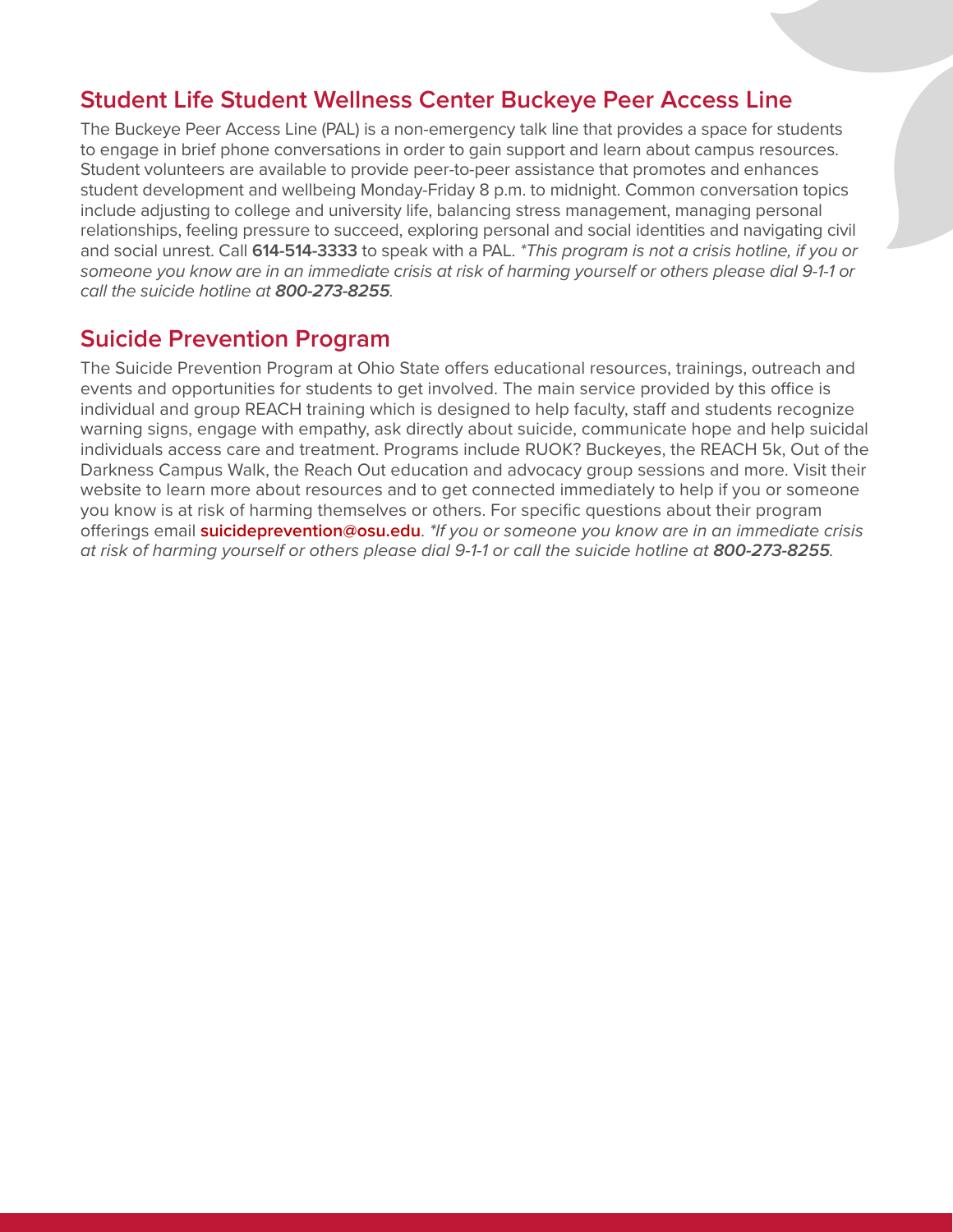## Student Life Student Wellness Center Buckeye Peer Access Line

The Buckeye Peer Access Line (PAL) is a non-emergency talk line that provides a space for students to engage in brief phone conversations in order to gain support and learn about campus resources. Student volunteers are available to provide peer-to-peer assistance that promotes and enhances student development and wellbeing Monday-Friday 8 p.m. to midnight. Common conversation topics include adjusting to college and university life, balancing stress management, managing personal relationships, feeling pressure to succeed, exploring personal and social identities and navigating civil and social unrest. Call **614-514-3333** to speak with a PAL. *\*This program is not a crisis hotline, if you or someone you know are in an immediate crisis at risk of harming yourself or others please dial 9-1-1 or call the suicide hotline at **800-273-8255**.*

## Suicide Prevention Program

The Suicide Prevention Program at Ohio State offers educational resources, trainings, outreach and events and opportunities for students to get involved. The main service provided by this office is individual and group REACH training which is designed to help faculty, staff and students recognize warning signs, engage with empathy, ask directly about suicide, communicate hope and help suicidal individuals access care and treatment. Programs include RUOK? Buckeyes, the REACH 5k, Out of the Darkness Campus Walk, the Reach Out education and advocacy group sessions and more. Visit their website to learn more about resources and to get connected immediately to help if you or someone you know is at risk of harming themselves or others. For specific questions about their program offerings email **suicideprevention@osu.edu**. *\*If you or someone you know are in an immediate crisis at risk of harming yourself or others please dial 9-1-1 or call the suicide hotline at **800-273-8255**.*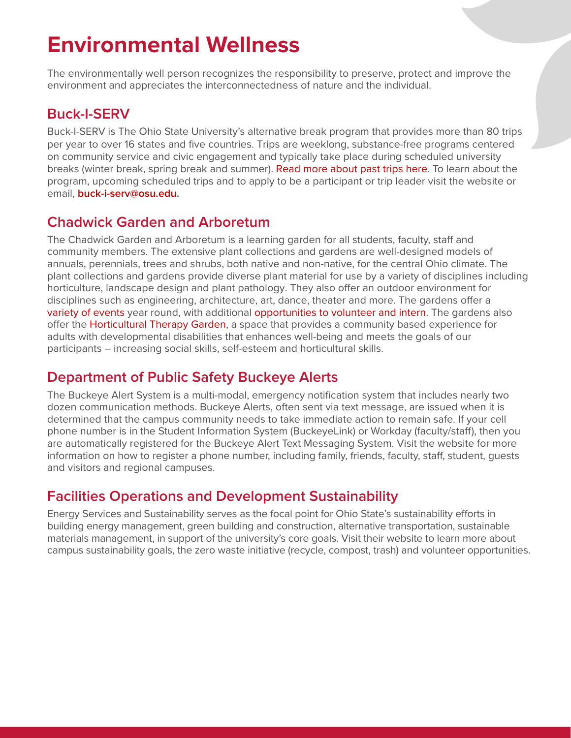# Environmental Wellness

The environmentally well person recognizes the responsibility to preserve, protect and improve the environment and appreciates the interconnectedness of nature and the individual.

## Buck-I-SERV

Buck-I-SERV is The Ohio State University's alternative break program that provides more than 80 trips per year to over 16 states and five countries. Trips are weeklong, substance-free programs centered on community service and civic engagement and typically take place during scheduled university breaks (winter break, spring break and summer). Read more about past trips here. To learn about the program, upcoming scheduled trips and to apply to be a participant or trip leader visit the website or email, **buck-i-serv@osu.edu**.

## Chadwick Garden and Arboretum

The Chadwick Garden and Arboretum is a learning garden for all students, faculty, staff and community members. The extensive plant collections and gardens are well-designed models of annuals, perennials, trees and shrubs, both native and non-native, for the central Ohio climate. The plant collections and gardens provide diverse plant material for use by a variety of disciplines including horticulture, landscape design and plant pathology. They also offer an outdoor environment for disciplines such as engineering, architecture, art, dance, theater and more. The gardens offer a variety of events year round, with additional opportunities to volunteer and intern. The gardens also offer the Horticultural Therapy Garden, a space that provides a community based experience for adults with developmental disabilities that enhances well-being and meets the goals of our participants – increasing social skills, self-esteem and horticultural skills.

## Department of Public Safety Buckeye Alerts

The Buckeye Alert System is a multi-modal, emergency notification system that includes nearly two dozen communication methods. Buckeye Alerts, often sent via text message, are issued when it is determined that the campus community needs to take immediate action to remain safe. If your cell phone number is in the Student Information System (BuckeyeLink) or Workday (faculty/staff), then you are automatically registered for the Buckeye Alert Text Messaging System. Visit the website for more information on how to register a phone number, including family, friends, faculty, staff, student, guests and visitors and regional campuses.

## Facilities Operations and Development Sustainability

Energy Services and Sustainability serves as the focal point for Ohio State's sustainability efforts in building energy management, green building and construction, alternative transportation, sustainable materials management, in support of the university's core goals. Visit their website to learn more about campus sustainability goals, the zero waste initiative (recycle, compost, trash) and volunteer opportunities.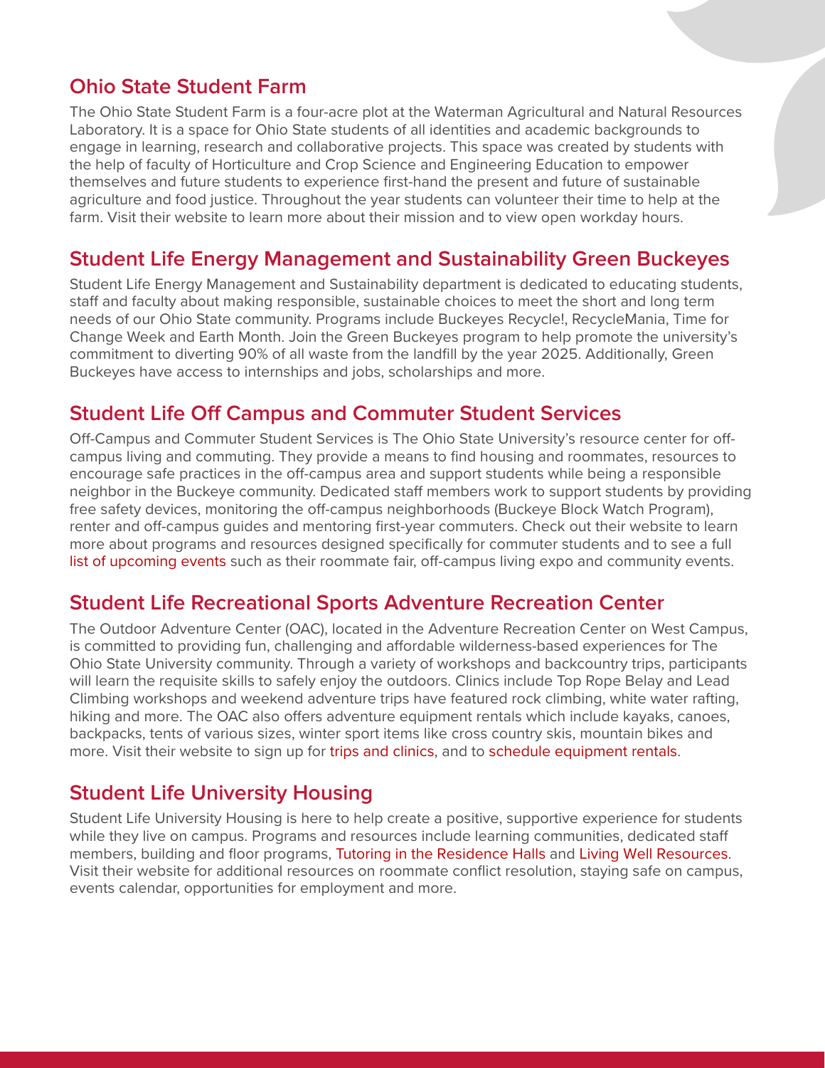## Ohio State Student Farm

The Ohio State Student Farm is a four-acre plot at the Waterman Agricultural and Natural Resources Laboratory. It is a space for Ohio State students of all identities and academic backgrounds to engage in learning, research and collaborative projects. This space was created by students with the help of faculty of Horticulture and Crop Science and Engineering Education to empower themselves and future students to experience first-hand the present and future of sustainable agriculture and food justice. Throughout the year students can volunteer their time to help at the farm. Visit their website to learn more about their mission and to view open workday hours.

## Student Life Energy Management and Sustainability Green Buckeyes

Student Life Energy Management and Sustainability department is dedicated to educating students, staff and faculty about making responsible, sustainable choices to meet the short and long term needs of our Ohio State community. Programs include Buckeyes Recycle!, RecycleMania, Time for Change Week and Earth Month. Join the Green Buckeyes program to help promote the university's commitment to diverting 90% of all waste from the landfill by the year 2025. Additionally, Green Buckeyes have access to internships and jobs, scholarships and more.

## Student Life Off Campus and Commuter Student Services

Off-Campus and Commuter Student Services is The Ohio State University's resource center for off-campus living and commuting. They provide a means to find housing and roommates, resources to encourage safe practices in the off-campus area and support students while being a responsible neighbor in the Buckeye community. Dedicated staff members work to support students by providing free safety devices, monitoring the off-campus neighborhoods (Buckeye Block Watch Program), renter and off-campus guides and mentoring first-year commuters. Check out their website to learn more about programs and resources designed specifically for commuter students and to see a full list of upcoming events such as their roommate fair, off-campus living expo and community events.

## Student Life Recreational Sports Adventure Recreation Center

The Outdoor Adventure Center (OAC), located in the Adventure Recreation Center on West Campus, is committed to providing fun, challenging and affordable wilderness-based experiences for The Ohio State University community. Through a variety of workshops and backcountry trips, participants will learn the requisite skills to safely enjoy the outdoors. Clinics include Top Rope Belay and Lead Climbing workshops and weekend adventure trips have featured rock climbing, white water rafting, hiking and more. The OAC also offers adventure equipment rentals which include kayaks, canoes, backpacks, tents of various sizes, winter sport items like cross country skis, mountain bikes and more. Visit their website to sign up for trips and clinics, and to schedule equipment rentals.

## Student Life University Housing

Student Life University Housing is here to help create a positive, supportive experience for students while they live on campus. Programs and resources include learning communities, dedicated staff members, building and floor programs, Tutoring in the Residence Halls and Living Well Resources. Visit their website for additional resources on roommate conflict resolution, staying safe on campus, events calendar, opportunities for employment and more.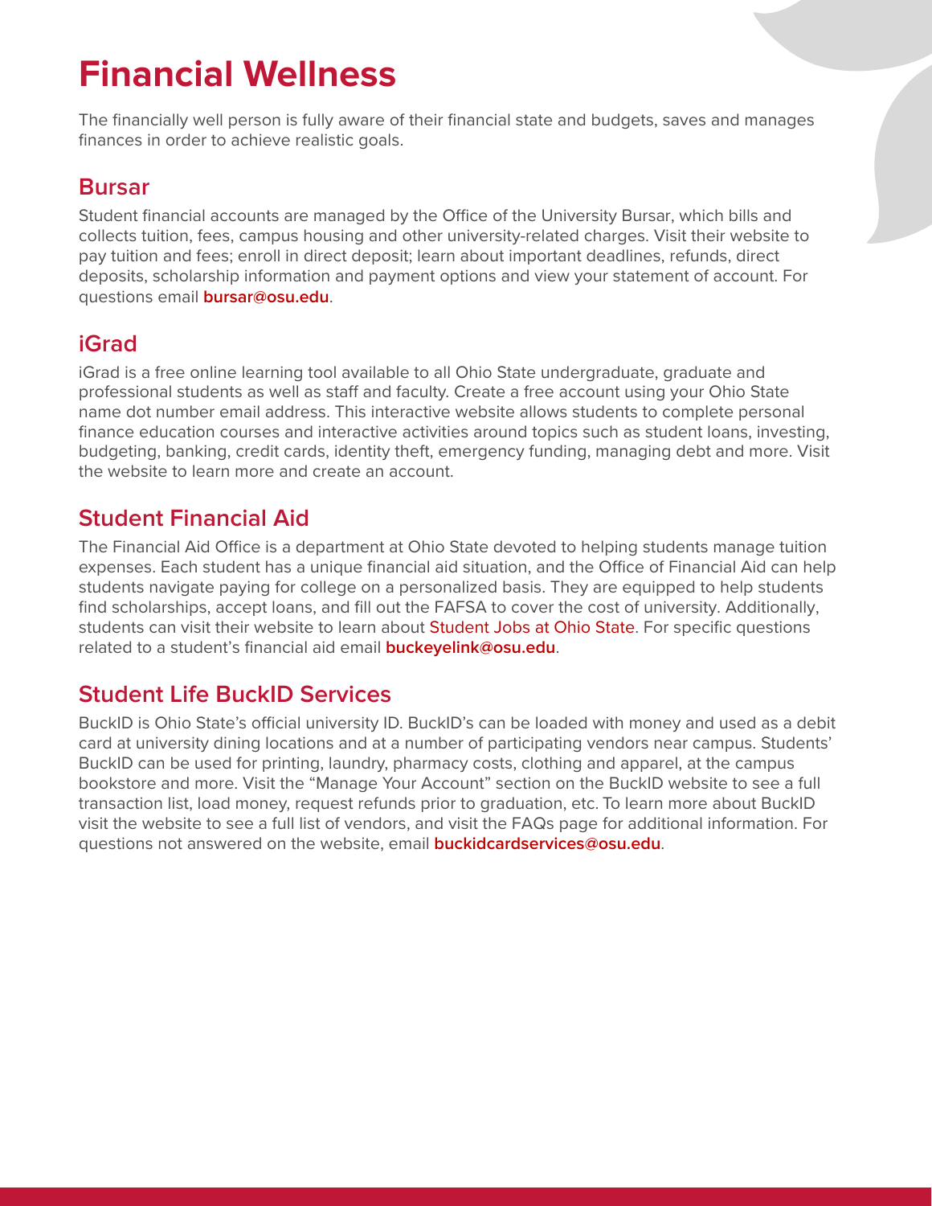# Financial Wellness

The financially well person is fully aware of their financial state and budgets, saves and manages finances in order to achieve realistic goals.

## Bursar

Student financial accounts are managed by the Office of the University Bursar, which bills and collects tuition, fees, campus housing and other university-related charges. Visit their website to pay tuition and fees; enroll in direct deposit; learn about important deadlines, refunds, direct deposits, scholarship information and payment options and view your statement of account. For questions email **bursar@osu.edu**.

## iGrad

iGrad is a free online learning tool available to all Ohio State undergraduate, graduate and professional students as well as staff and faculty. Create a free account using your Ohio State name dot number email address. This interactive website allows students to complete personal finance education courses and interactive activities around topics such as student loans, investing, budgeting, banking, credit cards, identity theft, emergency funding, managing debt and more. Visit the website to learn more and create an account.

## Student Financial Aid

The Financial Aid Office is a department at Ohio State devoted to helping students manage tuition expenses. Each student has a unique financial aid situation, and the Office of Financial Aid can help students navigate paying for college on a personalized basis. They are equipped to help students find scholarships, accept loans, and fill out the FAFSA to cover the cost of university. Additionally, students can visit their website to learn about Student Jobs at Ohio State. For specific questions related to a student's financial aid email **buckeyelink@osu.edu**.

## Student Life BuckID Services

BuckID is Ohio State's official university ID. BuckID's can be loaded with money and used as a debit card at university dining locations and at a number of participating vendors near campus. Students' BuckID can be used for printing, laundry, pharmacy costs, clothing and apparel, at the campus bookstore and more. Visit the "Manage Your Account" section on the BuckID website to see a full transaction list, load money, request refunds prior to graduation, etc. To learn more about BuckID visit the website to see a full list of vendors, and visit the FAQs page for additional information. For questions not answered on the website, email **buckidcardservices@osu.edu**.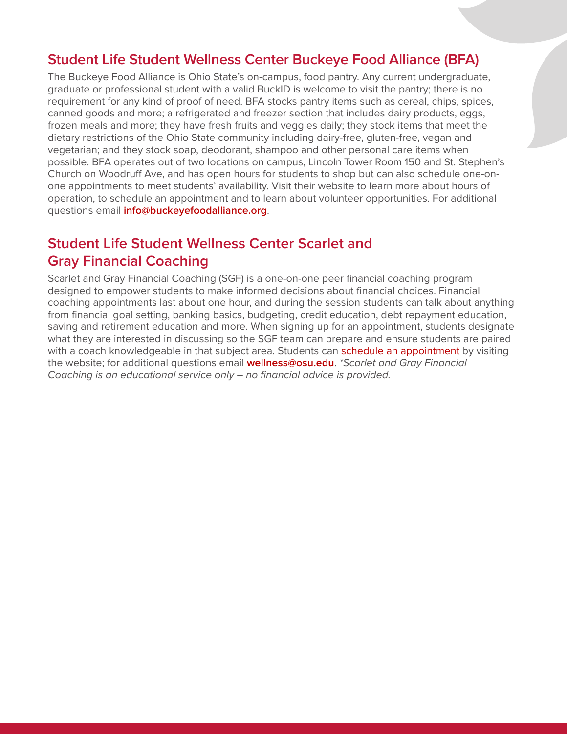## Student Life Student Wellness Center Buckeye Food Alliance (BFA)

The Buckeye Food Alliance is Ohio State's on-campus, food pantry. Any current undergraduate, graduate or professional student with a valid BuckID is welcome to visit the pantry; there is no requirement for any kind of proof of need. BFA stocks pantry items such as cereal, chips, spices, canned goods and more; a refrigerated and freezer section that includes dairy products, eggs, frozen meals and more; they have fresh fruits and veggies daily; they stock items that meet the dietary restrictions of the Ohio State community including dairy-free, gluten-free, vegan and vegetarian; and they stock soap, deodorant, shampoo and other personal care items when possible. BFA operates out of two locations on campus, Lincoln Tower Room 150 and St. Stephen's Church on Woodruff Ave, and has open hours for students to shop but can also schedule one-on-one appointments to meet students' availability. Visit their website to learn more about hours of operation, to schedule an appointment and to learn about volunteer opportunities. For additional questions email **info@buckeyefoodalliance.org**.

## Student Life Student Wellness Center Scarlet and Gray Financial Coaching

Scarlet and Gray Financial Coaching (SGF) is a one-on-one peer financial coaching program designed to empower students to make informed decisions about financial choices. Financial coaching appointments last about one hour, and during the session students can talk about anything from financial goal setting, banking basics, budgeting, credit education, debt repayment education, saving and retirement education and more. When signing up for an appointment, students designate what they are interested in discussing so the SGF team can prepare and ensure students are paired with a coach knowledgeable in that subject area. Students can schedule an appointment by visiting the website; for additional questions email **wellness@osu.edu**. *\*Scarlet and Gray Financial Coaching is an educational service only – no financial advice is provided.*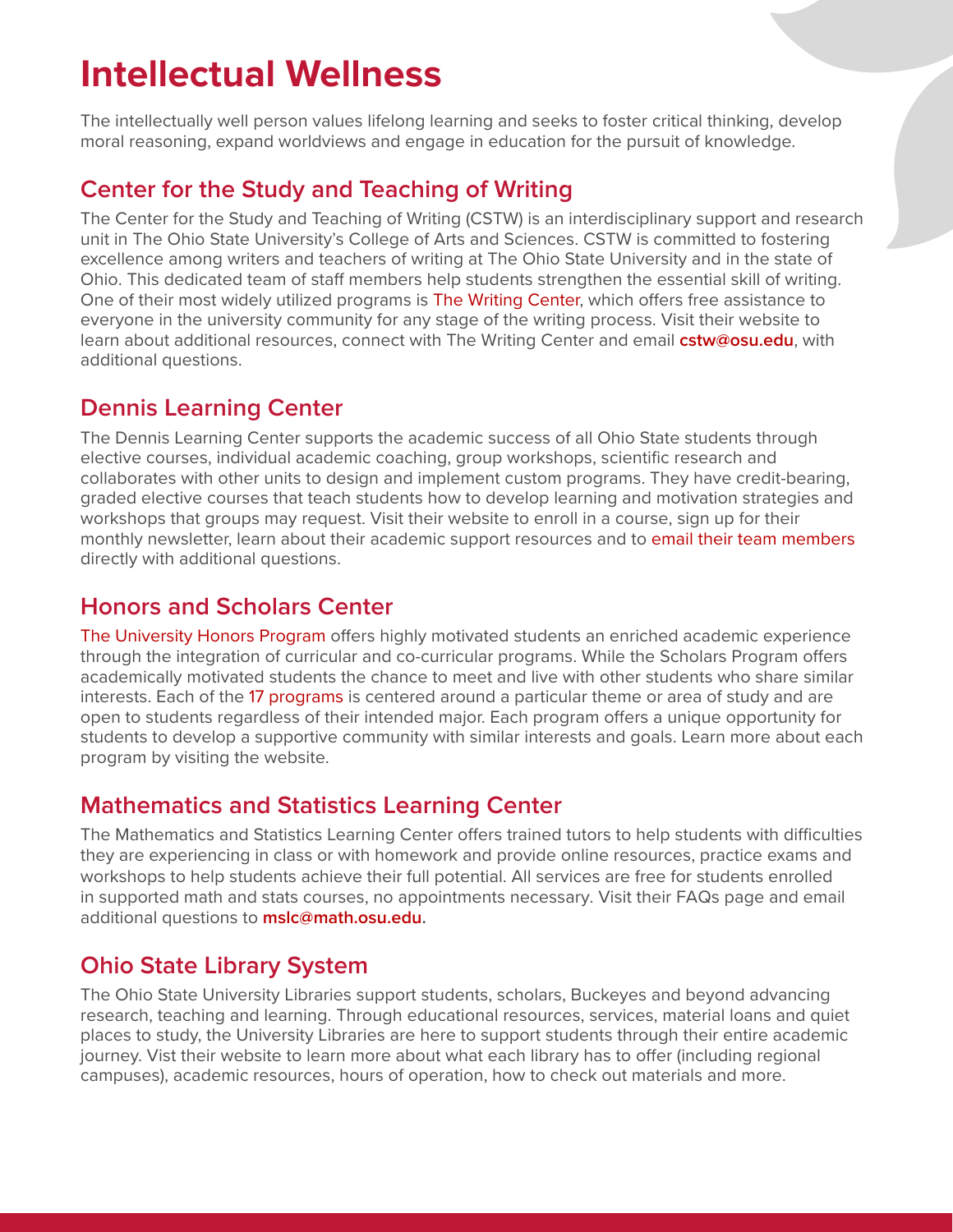# Intellectual Wellness

The intellectually well person values lifelong learning and seeks to foster critical thinking, develop moral reasoning, expand worldviews and engage in education for the pursuit of knowledge.

## Center for the Study and Teaching of Writing

The Center for the Study and Teaching of Writing (CSTW) is an interdisciplinary support and research unit in The Ohio State University's College of Arts and Sciences. CSTW is committed to fostering excellence among writers and teachers of writing at The Ohio State University and in the state of Ohio. This dedicated team of staff members help students strengthen the essential skill of writing. One of their most widely utilized programs is The Writing Center, which offers free assistance to everyone in the university community for any stage of the writing process. Visit their website to learn about additional resources, connect with The Writing Center and email **cstw@osu.edu**, with additional questions.

## Dennis Learning Center

The Dennis Learning Center supports the academic success of all Ohio State students through elective courses, individual academic coaching, group workshops, scientific research and collaborates with other units to design and implement custom programs. They have credit-bearing, graded elective courses that teach students how to develop learning and motivation strategies and workshops that groups may request. Visit their website to enroll in a course, sign up for their monthly newsletter, learn about their academic support resources and to email their team members directly with additional questions.

## Honors and Scholars Center

The University Honors Program offers highly motivated students an enriched academic experience through the integration of curricular and co-curricular programs. While the Scholars Program offers academically motivated students the chance to meet and live with other students who share similar interests. Each of the 17 programs is centered around a particular theme or area of study and are open to students regardless of their intended major. Each program offers a unique opportunity for students to develop a supportive community with similar interests and goals. Learn more about each program by visiting the website.

## Mathematics and Statistics Learning Center

The Mathematics and Statistics Learning Center offers trained tutors to help students with difficulties they are experiencing in class or with homework and provide online resources, practice exams and workshops to help students achieve their full potential. All services are free for students enrolled in supported math and stats courses, no appointments necessary. Visit their FAQs page and email additional questions to **mslc@math.osu.edu**.

## Ohio State Library System

The Ohio State University Libraries support students, scholars, Buckeyes and beyond advancing research, teaching and learning. Through educational resources, services, material loans and quiet places to study, the University Libraries are here to support students through their entire academic journey. Vist their website to learn more about what each library has to offer (including regional campuses), academic resources, hours of operation, how to check out materials and more.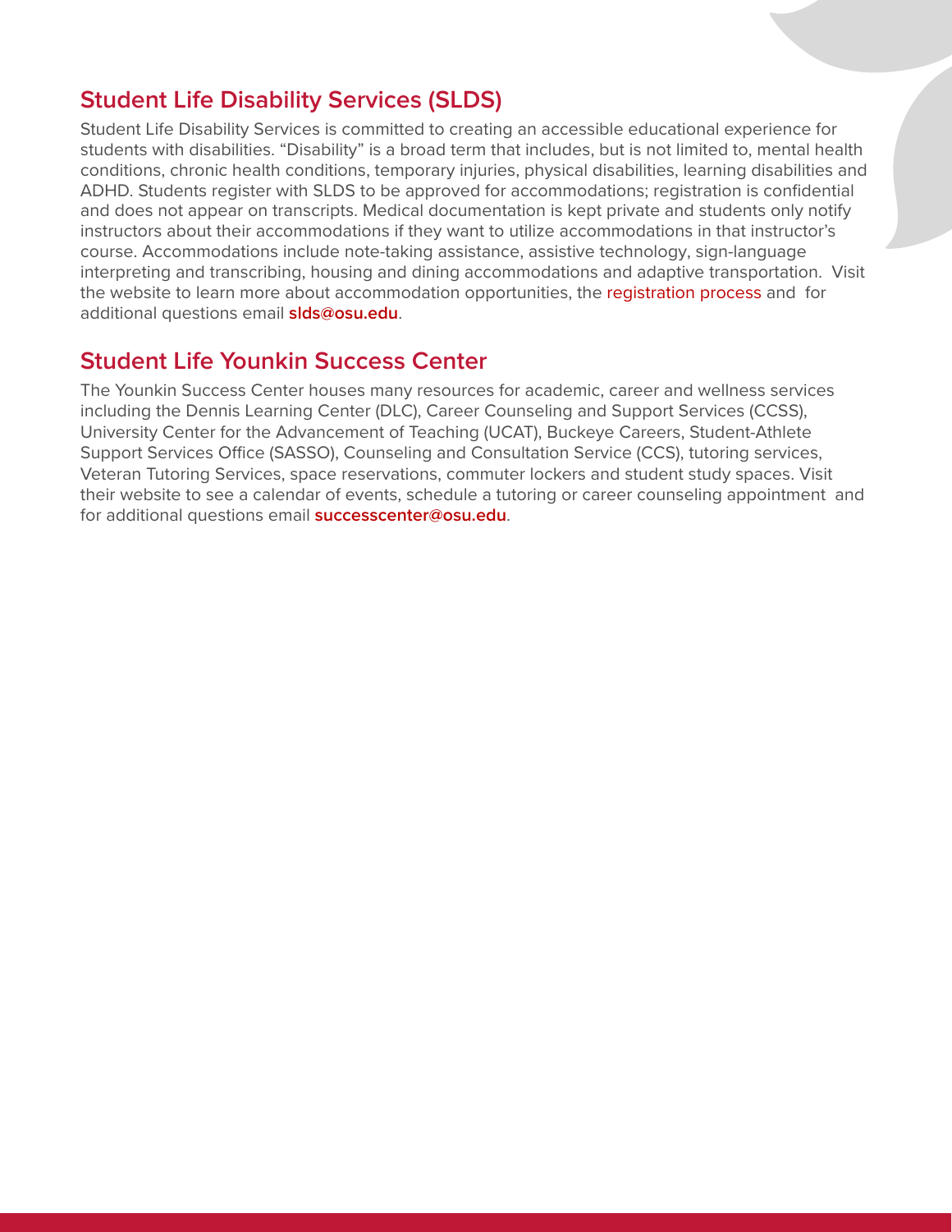## Student Life Disability Services (SLDS)

Student Life Disability Services is committed to creating an accessible educational experience for students with disabilities. "Disability" is a broad term that includes, but is not limited to, mental health conditions, chronic health conditions, temporary injuries, physical disabilities, learning disabilities and ADHD. Students register with SLDS to be approved for accommodations; registration is confidential and does not appear on transcripts. Medical documentation is kept private and students only notify instructors about their accommodations if they want to utilize accommodations in that instructor's course. Accommodations include note-taking assistance, assistive technology, sign-language interpreting and transcribing, housing and dining accommodations and adaptive transportation. Visit the website to learn more about accommodation opportunities, the registration process and for additional questions email **slds@osu.edu**.

## Student Life Younkin Success Center

The Younkin Success Center houses many resources for academic, career and wellness services including the Dennis Learning Center (DLC), Career Counseling and Support Services (CCSS), University Center for the Advancement of Teaching (UCAT), Buckeye Careers, Student-Athlete Support Services Office (SASSO), Counseling and Consultation Service (CCS), tutoring services, Veteran Tutoring Services, space reservations, commuter lockers and student study spaces. Visit their website to see a calendar of events, schedule a tutoring or career counseling appointment and for additional questions email **successcenter@osu.edu**.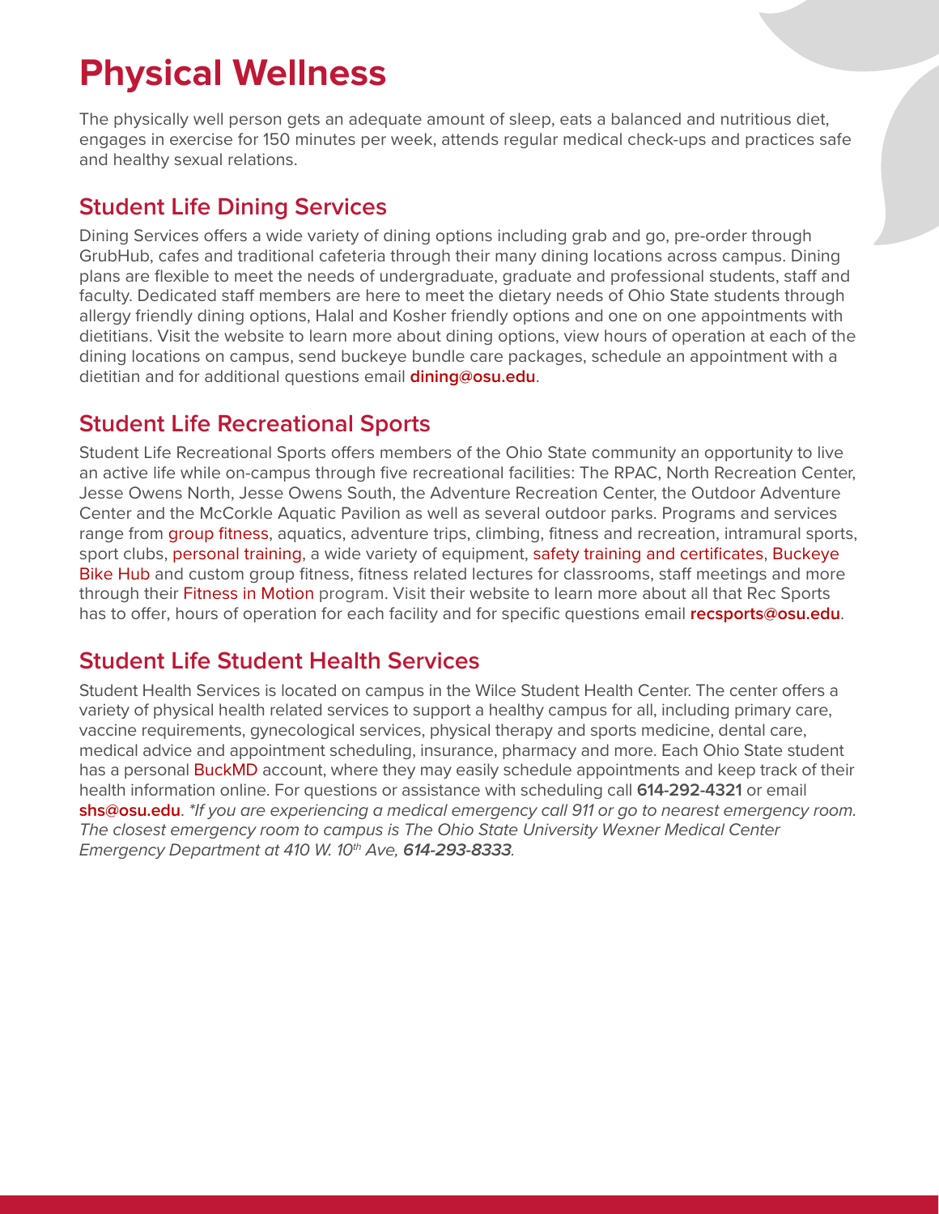# Physical Wellness

The physically well person gets an adequate amount of sleep, eats a balanced and nutritious diet, engages in exercise for 150 minutes per week, attends regular medical check-ups and practices safe and healthy sexual relations.

## Student Life Dining Services

Dining Services offers a wide variety of dining options including grab and go, pre-order through GrubHub, cafes and traditional cafeteria through their many dining locations across campus. Dining plans are flexible to meet the needs of undergraduate, graduate and professional students, staff and faculty. Dedicated staff members are here to meet the dietary needs of Ohio State students through allergy friendly dining options, Halal and Kosher friendly options and one on one appointments with dietitians. Visit the website to learn more about dining options, view hours of operation at each of the dining locations on campus, send buckeye bundle care packages, schedule an appointment with a dietitian and for additional questions email **dining@osu.edu**.

## Student Life Recreational Sports

Student Life Recreational Sports offers members of the Ohio State community an opportunity to live an active life while on-campus through five recreational facilities: The RPAC, North Recreation Center, Jesse Owens North, Jesse Owens South, the Adventure Recreation Center, the Outdoor Adventure Center and the McCorkle Aquatic Pavilion as well as several outdoor parks. Programs and services range from group fitness, aquatics, adventure trips, climbing, fitness and recreation, intramural sports, sport clubs, personal training, a wide variety of equipment, safety training and certificates, Buckeye Bike Hub and custom group fitness, fitness related lectures for classrooms, staff meetings and more through their Fitness in Motion program. Visit their website to learn more about all that Rec Sports has to offer, hours of operation for each facility and for specific questions email **recsports@osu.edu**.

## Student Life Student Health Services

Student Health Services is located on campus in the Wilce Student Health Center. The center offers a variety of physical health related services to support a healthy campus for all, including primary care, vaccine requirements, gynecological services, physical therapy and sports medicine, dental care, medical advice and appointment scheduling, insurance, pharmacy and more. Each Ohio State student has a personal BuckMD account, where they may easily schedule appointments and keep track of their health information online. For questions or assistance with scheduling call **614-292-4321** or email **shs@osu.edu**. *\*If you are experiencing a medical emergency call 911 or go to nearest emergency room. The closest emergency room to campus is The Ohio State University Wexner Medical Center Emergency Department at 410 W. 10th Ave,* ***614-293-8333****.*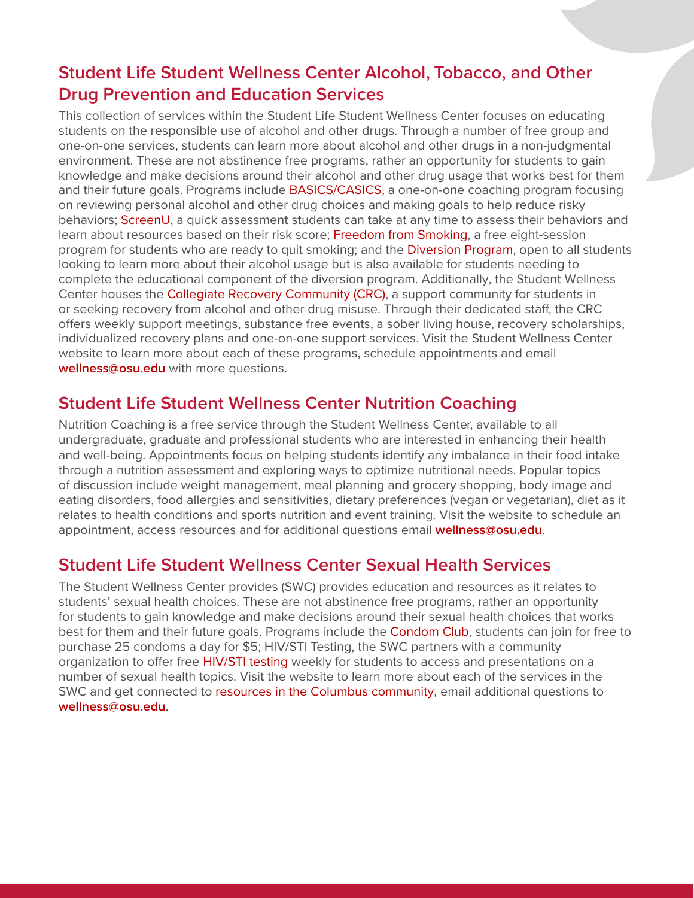## Student Life Student Wellness Center Alcohol, Tobacco, and Other Drug Prevention and Education Services

This collection of services within the Student Life Student Wellness Center focuses on educating students on the responsible use of alcohol and other drugs. Through a number of free group and one-on-one services, students can learn more about alcohol and other drugs in a non-judgmental environment. These are not abstinence free programs, rather an opportunity for students to gain knowledge and make decisions around their alcohol and other drug usage that works best for them and their future goals. Programs include BASICS/CASICS, a one-on-one coaching program focusing on reviewing personal alcohol and other drug choices and making goals to help reduce risky behaviors; ScreenU, a quick assessment students can take at any time to assess their behaviors and learn about resources based on their risk score; Freedom from Smoking, a free eight-session program for students who are ready to quit smoking; and the Diversion Program, open to all students looking to learn more about their alcohol usage but is also available for students needing to complete the educational component of the diversion program. Additionally, the Student Wellness Center houses the Collegiate Recovery Community (CRC), a support community for students in or seeking recovery from alcohol and other drug misuse. Through their dedicated staff, the CRC offers weekly support meetings, substance free events, a sober living house, recovery scholarships, individualized recovery plans and one-on-one support services. Visit the Student Wellness Center website to learn more about each of these programs, schedule appointments and email **wellness@osu.edu** with more questions.

## Student Life Student Wellness Center Nutrition Coaching

Nutrition Coaching is a free service through the Student Wellness Center, available to all undergraduate, graduate and professional students who are interested in enhancing their health and well-being. Appointments focus on helping students identify any imbalance in their food intake through a nutrition assessment and exploring ways to optimize nutritional needs. Popular topics of discussion include weight management, meal planning and grocery shopping, body image and eating disorders, food allergies and sensitivities, dietary preferences (vegan or vegetarian), diet as it relates to health conditions and sports nutrition and event training. Visit the website to schedule an appointment, access resources and for additional questions email **wellness@osu.edu**.

## Student Life Student Wellness Center Sexual Health Services

The Student Wellness Center provides (SWC) provides education and resources as it relates to students' sexual health choices. These are not abstinence free programs, rather an opportunity for students to gain knowledge and make decisions around their sexual health choices that works best for them and their future goals. Programs include the Condom Club, students can join for free to purchase 25 condoms a day for $5; HIV/STI Testing, the SWC partners with a community organization to offer free HIV/STI testing weekly for students to access and presentations on a number of sexual health topics. Visit the website to learn more about each of the services in the SWC and get connected to resources in the Columbus community, email additional questions to **wellness@osu.edu**.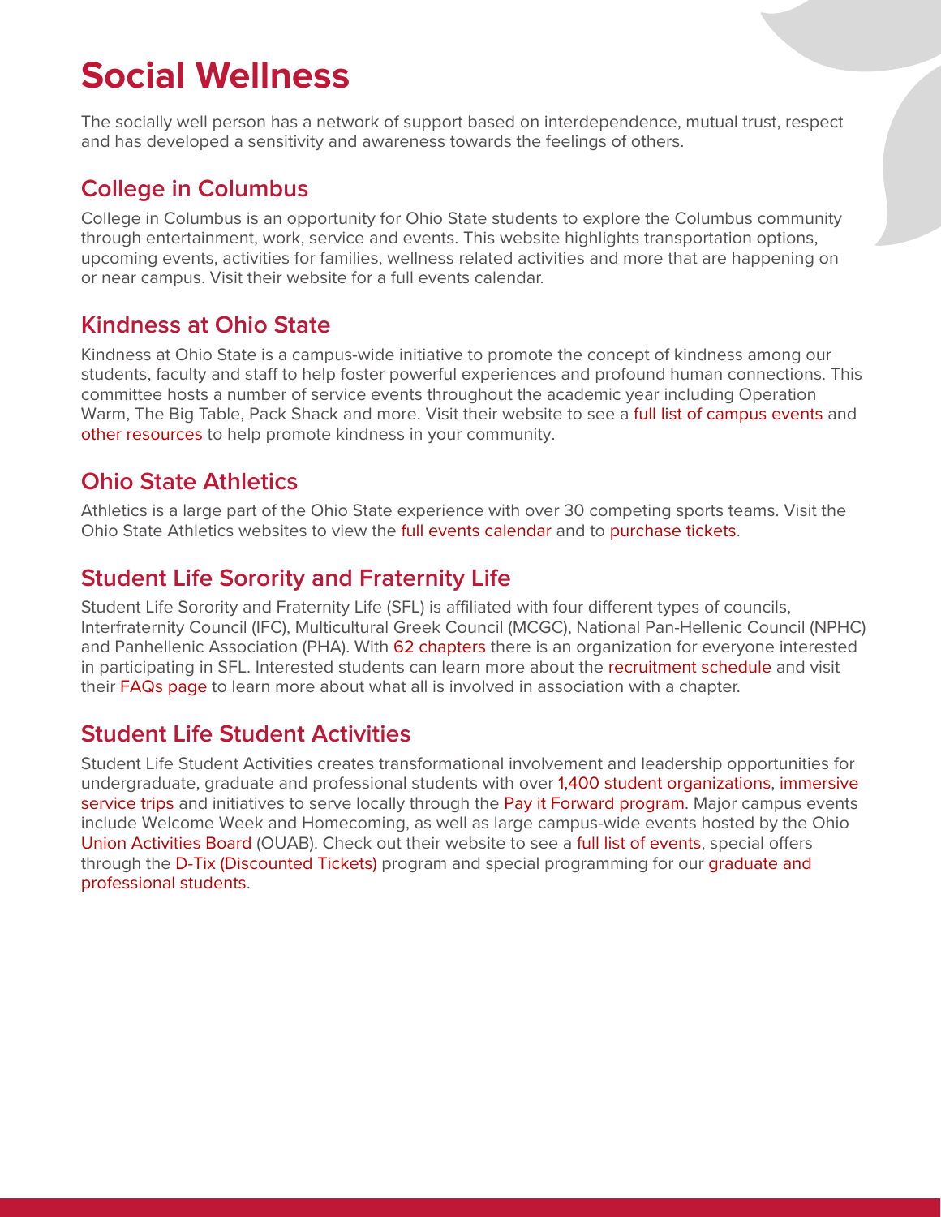# Social Wellness

The socially well person has a network of support based on interdependence, mutual trust, respect and has developed a sensitivity and awareness towards the feelings of others.

## College in Columbus

College in Columbus is an opportunity for Ohio State students to explore the Columbus community through entertainment, work, service and events. This website highlights transportation options, upcoming events, activities for families, wellness related activities and more that are happening on or near campus. Visit their website for a full events calendar.

## Kindness at Ohio State

Kindness at Ohio State is a campus-wide initiative to promote the concept of kindness among our students, faculty and staff to help foster powerful experiences and profound human connections. This committee hosts a number of service events throughout the academic year including Operation Warm, The Big Table, Pack Shack and more. Visit their website to see a full list of campus events and other resources to help promote kindness in your community.

## Ohio State Athletics

Athletics is a large part of the Ohio State experience with over 30 competing sports teams. Visit the Ohio State Athletics websites to view the full events calendar and to purchase tickets.

## Student Life Sorority and Fraternity Life

Student Life Sorority and Fraternity Life (SFL) is affiliated with four different types of councils, Interfraternity Council (IFC), Multicultural Greek Council (MCGC), National Pan-Hellenic Council (NPHC) and Panhellenic Association (PHA). With 62 chapters there is an organization for everyone interested in participating in SFL. Interested students can learn more about the recruitment schedule and visit their FAQs page to learn more about what all is involved in association with a chapter.

## Student Life Student Activities

Student Life Student Activities creates transformational involvement and leadership opportunities for undergraduate, graduate and professional students with over 1,400 student organizations, immersive service trips and initiatives to serve locally through the Pay it Forward program. Major campus events include Welcome Week and Homecoming, as well as large campus-wide events hosted by the Ohio Union Activities Board (OUAB). Check out their website to see a full list of events, special offers through the D-Tix (Discounted Tickets) program and special programming for our graduate and professional students.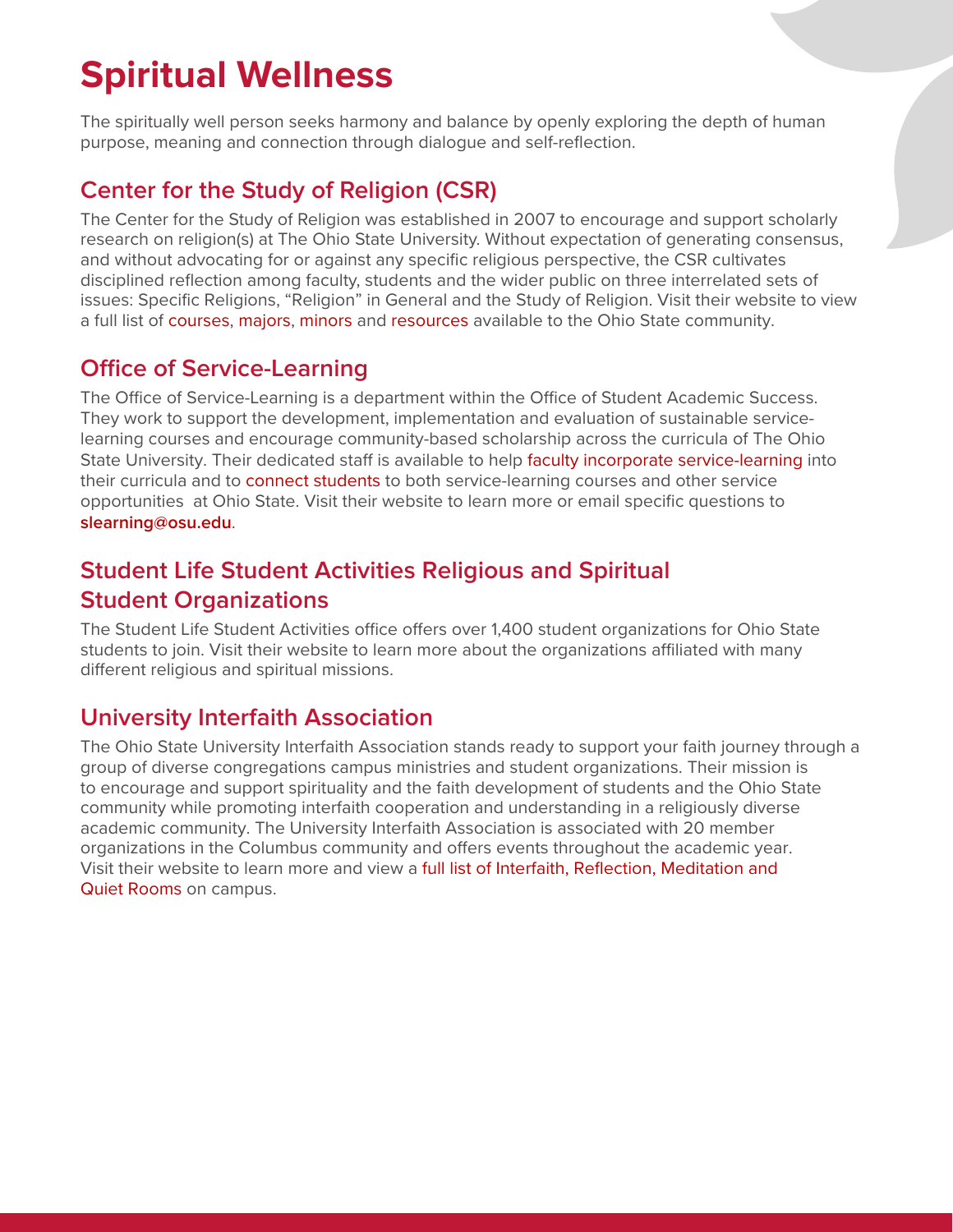# Spiritual Wellness

The spiritually well person seeks harmony and balance by openly exploring the depth of human purpose, meaning and connection through dialogue and self-reflection.

## Center for the Study of Religion (CSR)

The Center for the Study of Religion was established in 2007 to encourage and support scholarly research on religion(s) at The Ohio State University. Without expectation of generating consensus, and without advocating for or against any specific religious perspective, the CSR cultivates disciplined reflection among faculty, students and the wider public on three interrelated sets of issues: Specific Religions, "Religion" in General and the Study of Religion. Visit their website to view a full list of courses, majors, minors and resources available to the Ohio State community.

## Office of Service-Learning

The Office of Service-Learning is a department within the Office of Student Academic Success. They work to support the development, implementation and evaluation of sustainable service-learning courses and encourage community-based scholarship across the curricula of The Ohio State University. Their dedicated staff is available to help faculty incorporate service-learning into their curricula and to connect students to both service-learning courses and other service opportunities at Ohio State. Visit their website to learn more or email specific questions to **slearning@osu.edu**.

## Student Life Student Activities Religious and Spiritual Student Organizations

The Student Life Student Activities office offers over 1,400 student organizations for Ohio State students to join. Visit their website to learn more about the organizations affiliated with many different religious and spiritual missions.

## University Interfaith Association

The Ohio State University Interfaith Association stands ready to support your faith journey through a group of diverse congregations campus ministries and student organizations. Their mission is to encourage and support spirituality and the faith development of students and the Ohio State community while promoting interfaith cooperation and understanding in a religiously diverse academic community. The University Interfaith Association is associated with 20 member organizations in the Columbus community and offers events throughout the academic year. Visit their website to learn more and view a full list of Interfaith, Reflection, Meditation and Quiet Rooms on campus.